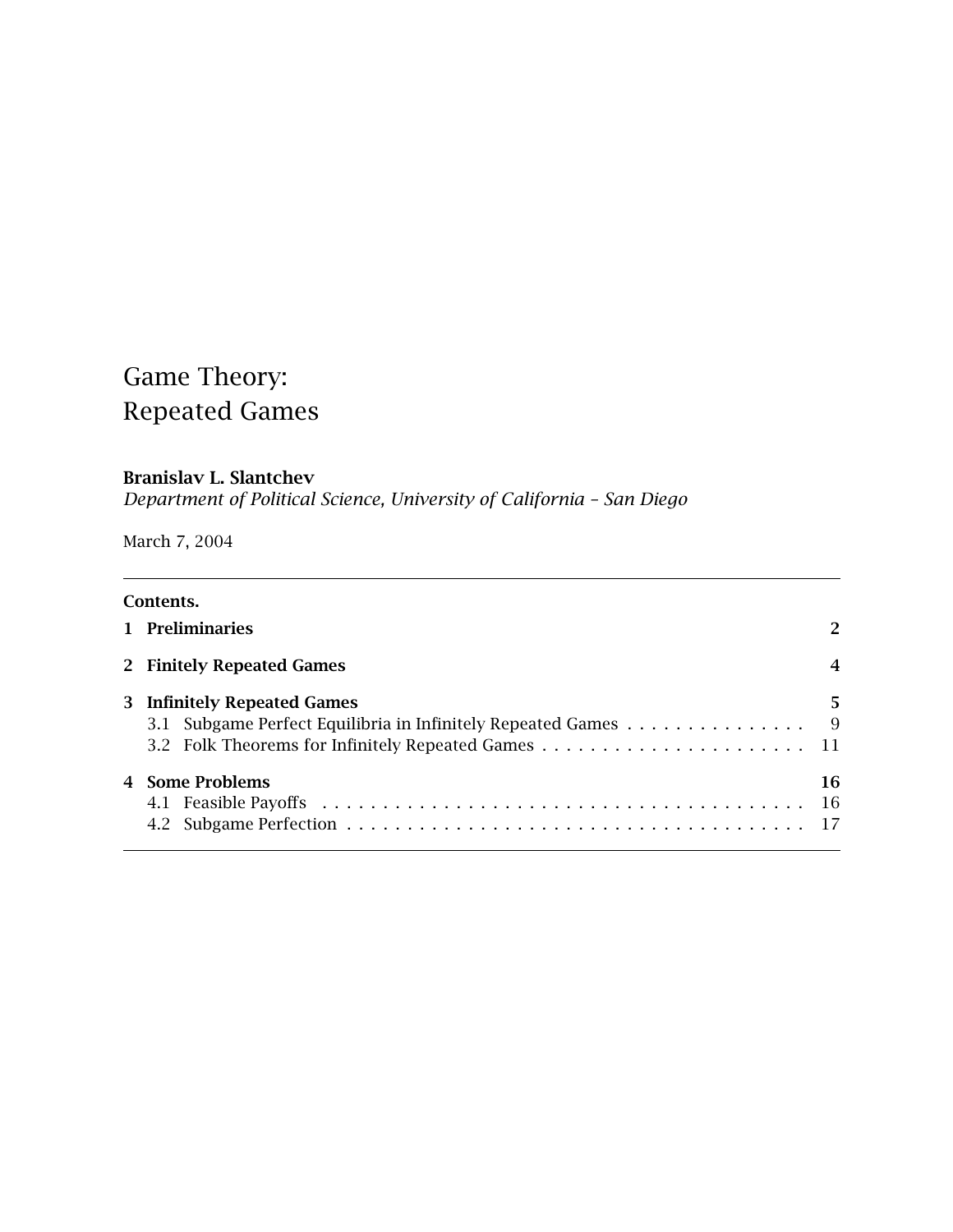# Game Theory:
# Repeated Games

**Branislav L. Slantchev**
*Department of Political Science, University of California – San Diego*

March 7, 2004

---

**Contents.**

| | |
|---|---|
| **1 Preliminaries** | **2** |
| **2 Finitely Repeated Games** | **4** |
| **3 Infinitely Repeated Games** | **5** |
| 3.1 Subgame Perfect Equilibria in Infinitely Repeated Games | 9 |
| 3.2 Folk Theorems for Infinitely Repeated Games | 11 |
| **4 Some Problems** | **16** |
| 4.1 Feasible Payoffs | 16 |
| 4.2 Subgame Perfection | 17 |

---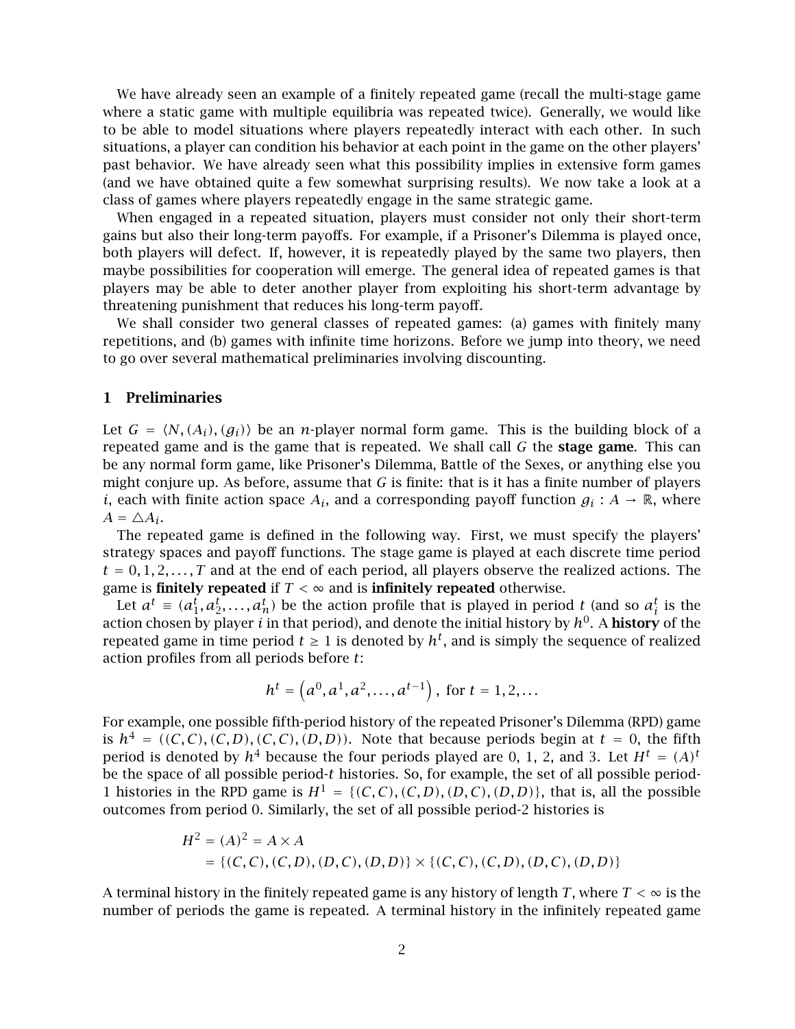We have already seen an example of a finitely repeated game (recall the multi-stage game where a static game with multiple equilibria was repeated twice). Generally, we would like to be able to model situations where players repeatedly interact with each other. In such situations, a player can condition his behavior at each point in the game on the other players' past behavior. We have already seen what this possibility implies in extensive form games (and we have obtained quite a few somewhat surprising results). We now take a look at a class of games where players repeatedly engage in the same strategic game.

When engaged in a repeated situation, players must consider not only their short-term gains but also their long-term payoffs. For example, if a Prisoner's Dilemma is played once, both players will defect. If, however, it is repeatedly played by the same two players, then maybe possibilities for cooperation will emerge. The general idea of repeated games is that players may be able to deter another player from exploiting his short-term advantage by threatening punishment that reduces his long-term payoff.

We shall consider two general classes of repeated games: (a) games with finitely many repetitions, and (b) games with infinite time horizons. Before we jump into theory, we need to go over several mathematical preliminaries involving discounting.

## 1 Preliminaries

Let $G = \langle N, (A_i), (g_i) \rangle$ be an $n$-player normal form game. This is the building block of a repeated game and is the game that is repeated. We shall call $G$ the **stage game**. This can be any normal form game, like Prisoner's Dilemma, Battle of the Sexes, or anything else you might conjure up. As before, assume that $G$ is finite: that is it has a finite number of players $i$, each with finite action space $A_i$, and a corresponding payoff function $g_i : A \to \mathbb{R}$, where $A = \triangle A_i$.

The repeated game is defined in the following way. First, we must specify the players' strategy spaces and payoff functions. The stage game is played at each discrete time period $t = 0, 1, 2, \ldots, T$ and at the end of each period, all players observe the realized actions. The game is **finitely repeated** if $T < \infty$ and is **infinitely repeated** otherwise.

Let $a^t \equiv (a_1^t, a_2^t, \ldots, a_n^t)$ be the action profile that is played in period $t$ (and so $a_i^t$ is the action chosen by player $i$ in that period), and denote the initial history by $h^0$. A **history** of the repeated game in time period $t \geq 1$ is denoted by $h^t$, and is simply the sequence of realized action profiles from all periods before $t$:

$$h^t = \left(a^0, a^1, a^2, \ldots, a^{t-1}\right), \text{ for } t = 1, 2, \ldots$$

For example, one possible fifth-period history of the repeated Prisoner's Dilemma (RPD) game is $h^4 = ((C, C), (C, D), (C, C), (D, D))$. Note that because periods begin at $t = 0$, the fifth period is denoted by $h^4$ because the four periods played are 0, 1, 2, and 3. Let $H^t = (A)^t$ be the space of all possible period-$t$ histories. So, for example, the set of all possible period-1 histories in the RPD game is $H^1 = \{(C, C), (C, D), (D, C), (D, D)\}$, that is, all the possible outcomes from period 0. Similarly, the set of all possible period-2 histories is

$$\begin{aligned} H^2 &= (A)^2 = A \times A \\ &= \{(C, C), (C, D), (D, C), (D, D)\} \times \{(C, C), (C, D), (D, C), (D, D)\} \end{aligned}$$

A terminal history in the finitely repeated game is any history of length $T$, where $T < \infty$ is the number of periods the game is repeated. A terminal history in the infinitely repeated game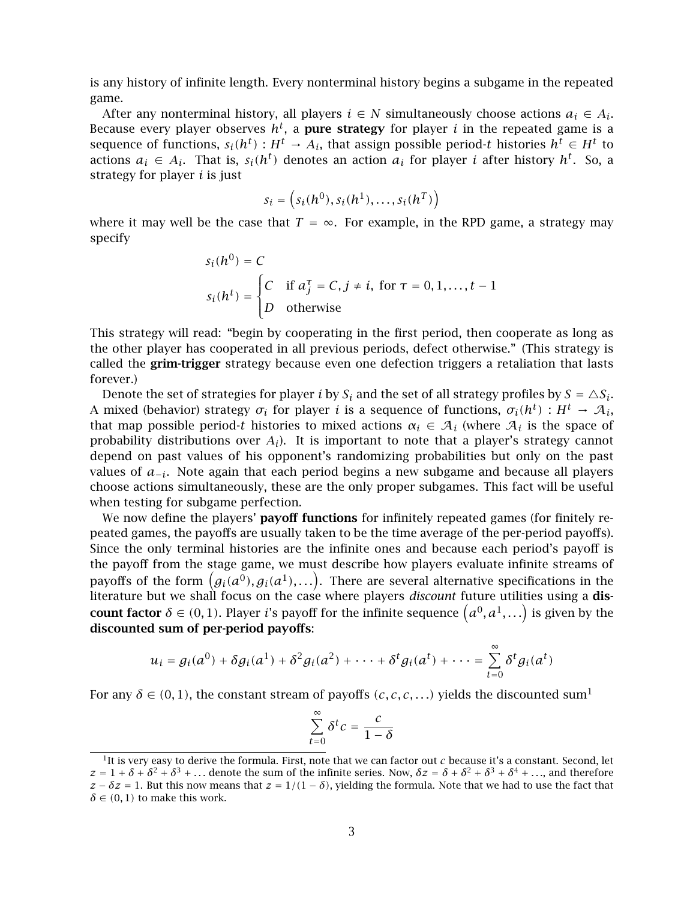is any history of infinite length. Every nonterminal history begins a subgame in the repeated game.

After any nonterminal history, all players $i \in N$ simultaneously choose actions $a_i \in A_i$. Because every player observes $h^t$, a **pure strategy** for player $i$ in the repeated game is a sequence of functions, $s_i(h^t) : H^t \to A_i$, that assign possible period-$t$ histories $h^t \in H^t$ to actions $a_i \in A_i$. That is, $s_i(h^t)$ denotes an action $a_i$ for player $i$ after history $h^t$. So, a strategy for player $i$ is just

$$s_i = \left(s_i(h^0), s_i(h^1), \ldots, s_i(h^T)\right)$$

where it may well be the case that $T = \infty$. For example, in the RPD game, a strategy may specify

$$s_i(h^0) = C$$

$$s_i(h^t) = \begin{cases} C & \text{if } a_j^\tau = C, j \neq i, \text{ for } \tau = 0, 1, \ldots, t-1 \\ D & \text{otherwise} \end{cases}$$

This strategy will read: "begin by cooperating in the first period, then cooperate as long as the other player has cooperated in all previous periods, defect otherwise." (This strategy is called the **grim-trigger** strategy because even one defection triggers a retaliation that lasts forever.)

Denote the set of strategies for player $i$ by $S_i$ and the set of all strategy profiles by $S = \triangle S_i$. A mixed (behavior) strategy $\sigma_i$ for player $i$ is a sequence of functions, $\sigma_i(h^t) : H^t \to \mathcal{A}_i$, that map possible period-$t$ histories to mixed actions $\alpha_i \in \mathcal{A}_i$ (where $\mathcal{A}_i$ is the space of probability distributions over $A_i$). It is important to note that a player's strategy cannot depend on past values of his opponent's randomizing probabilities but only on the past values of $a_{-i}$. Note again that each period begins a new subgame and because all players choose actions simultaneously, these are the only proper subgames. This fact will be useful when testing for subgame perfection.

We now define the players' **payoff functions** for infinitely repeated games (for finitely repeated games, the payoffs are usually taken to be the time average of the per-period payoffs). Since the only terminal histories are the infinite ones and because each period's payoff is the payoff from the stage game, we must describe how players evaluate infinite streams of payoffs of the form $\left(g_i(a^0), g_i(a^1), \ldots\right)$. There are several alternative specifications in the literature but we shall focus on the case where players *discount* future utilities using a **discount factor** $\delta \in (0,1)$. Player $i$'s payoff for the infinite sequence $\left(a^0, a^1, \ldots\right)$ is given by the **discounted sum of per-period payoffs**:

$$u_i = g_i(a^0) + \delta g_i(a^1) + \delta^2 g_i(a^2) + \cdots + \delta^t g_i(a^t) + \cdots = \sum_{t=0}^{\infty} \delta^t g_i(a^t)$$

For any $\delta \in (0,1)$, the constant stream of payoffs $(c, c, c, \ldots)$ yields the discounted sum[1]

$$\sum_{t=0}^{\infty} \delta^t c = \frac{c}{1-\delta}$$

[1] It is very easy to derive the formula. First, note that we can factor out $c$ because it's a constant. Second, let $z = 1 + \delta + \delta^2 + \delta^3 + \ldots$ denote the sum of the infinite series. Now, $\delta z = \delta + \delta^2 + \delta^3 + \delta^4 + \ldots$, and therefore $z - \delta z = 1$. But this now means that $z = 1/(1-\delta)$, yielding the formula. Note that we had to use the fact that $\delta \in (0,1)$ to make this work.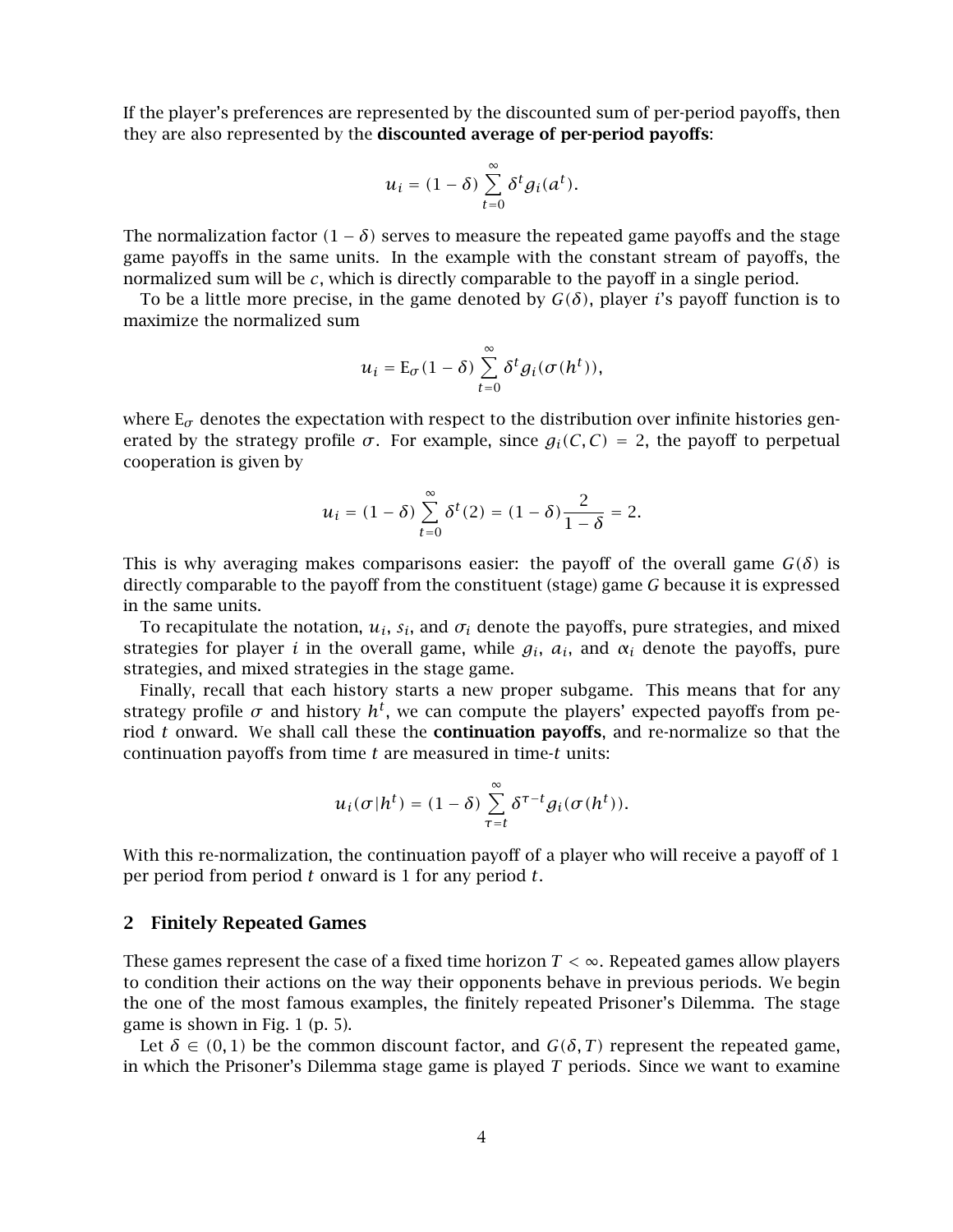If the player's preferences are represented by the discounted sum of per-period payoffs, then they are also represented by the **discounted average of per-period payoffs**:

$$u_i = (1 - \delta) \sum_{t=0}^{\infty} \delta^t g_i(a^t).$$

The normalization factor $(1 - \delta)$ serves to measure the repeated game payoffs and the stage game payoffs in the same units. In the example with the constant stream of payoffs, the normalized sum will be $c$, which is directly comparable to the payoff in a single period.

To be a little more precise, in the game denoted by $G(\delta)$, player $i$'s payoff function is to maximize the normalized sum

$$u_i = \mathrm{E}_\sigma (1 - \delta) \sum_{t=0}^{\infty} \delta^t g_i(\sigma(h^t)),$$

where $\mathrm{E}_\sigma$ denotes the expectation with respect to the distribution over infinite histories generated by the strategy profile $\sigma$. For example, since $g_i(C, C) = 2$, the payoff to perpetual cooperation is given by

$$u_i = (1 - \delta) \sum_{t=0}^{\infty} \delta^t (2) = (1 - \delta) \frac{2}{1 - \delta} = 2.$$

This is why averaging makes comparisons easier: the payoff of the overall game $G(\delta)$ is directly comparable to the payoff from the constituent (stage) game $G$ because it is expressed in the same units.

To recapitulate the notation, $u_i$, $s_i$, and $\sigma_i$ denote the payoffs, pure strategies, and mixed strategies for player $i$ in the overall game, while $g_i$, $a_i$, and $\alpha_i$ denote the payoffs, pure strategies, and mixed strategies in the stage game.

Finally, recall that each history starts a new proper subgame. This means that for any strategy profile $\sigma$ and history $h^t$, we can compute the players' expected payoffs from period $t$ onward. We shall call these the **continuation payoffs**, and re-normalize so that the continuation payoffs from time $t$ are measured in time-$t$ units:

$$u_i(\sigma | h^t) = (1 - \delta) \sum_{\tau=t}^{\infty} \delta^{\tau - t} g_i(\sigma(h^t)).$$

With this re-normalization, the continuation payoff of a player who will receive a payoff of 1 per period from period $t$ onward is 1 for any period $t$.

## 2 Finitely Repeated Games

These games represent the case of a fixed time horizon $T < \infty$. Repeated games allow players to condition their actions on the way their opponents behave in previous periods. We begin the one of the most famous examples, the finitely repeated Prisoner's Dilemma. The stage game is shown in Fig. 1 (p. 5).

Let $\delta \in (0, 1)$ be the common discount factor, and $G(\delta, T)$ represent the repeated game, in which the Prisoner's Dilemma stage game is played $T$ periods. Since we want to examine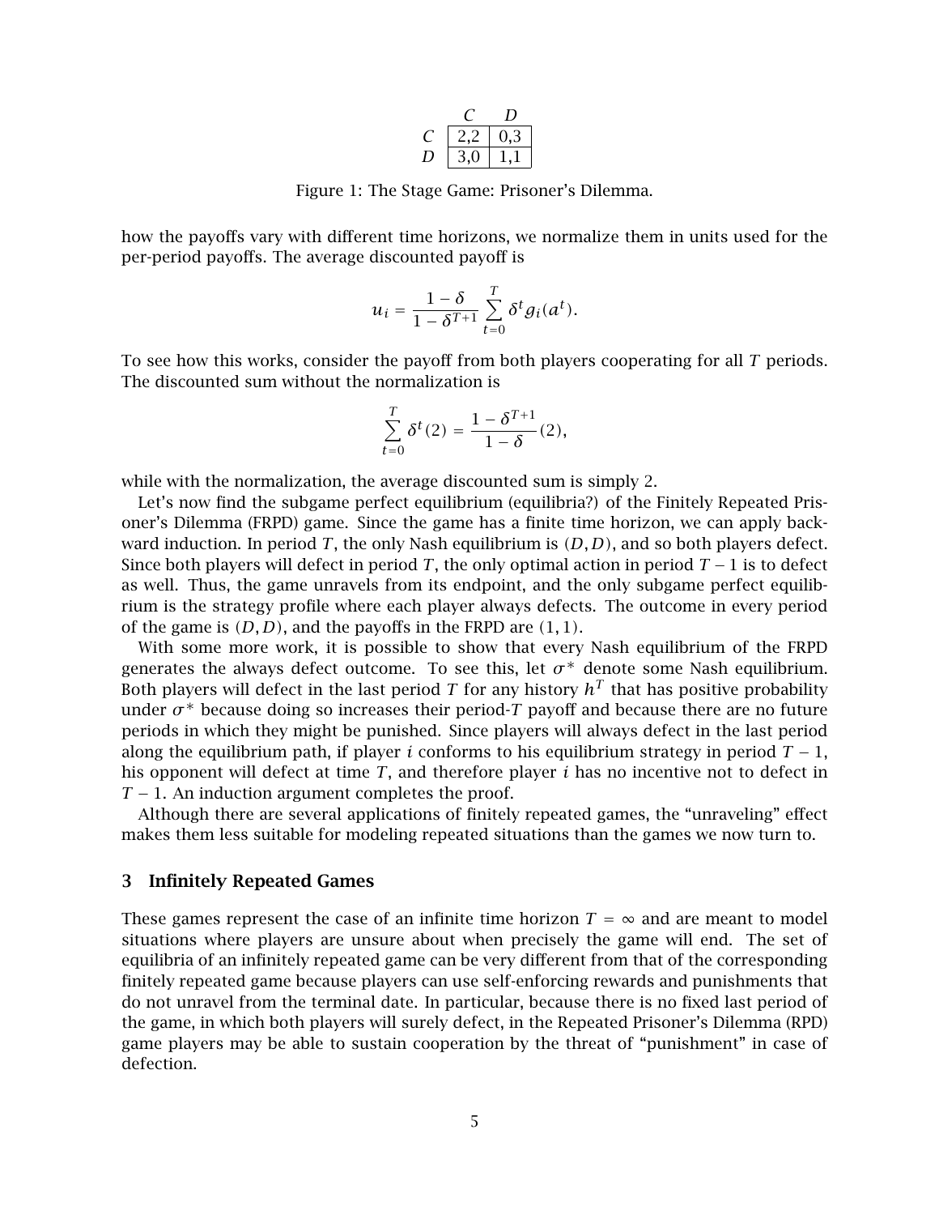|   | $C$ | $D$ |
|---|---|---|
| $C$ | 2,2 | 0,3 |
| $D$ | 3,0 | 1,1 |

Figure 1: The Stage Game: Prisoner's Dilemma.

how the payoffs vary with different time horizons, we normalize them in units used for the per-period payoffs. The average discounted payoff is

$$u_i = \frac{1-\delta}{1-\delta^{T+1}} \sum_{t=0}^{T} \delta^t g_i(a^t).$$

To see how this works, consider the payoff from both players cooperating for all $T$ periods. The discounted sum without the normalization is

$$\sum_{t=0}^{T} \delta^t (2) = \frac{1-\delta^{T+1}}{1-\delta}(2),$$

while with the normalization, the average discounted sum is simply 2.

Let's now find the subgame perfect equilibrium (equilibria?) of the Finitely Repeated Prisoner's Dilemma (FRPD) game. Since the game has a finite time horizon, we can apply backward induction. In period $T$, the only Nash equilibrium is $(D, D)$, and so both players defect. Since both players will defect in period $T$, the only optimal action in period $T-1$ is to defect as well. Thus, the game unravels from its endpoint, and the only subgame perfect equilibrium is the strategy profile where each player always defects. The outcome in every period of the game is $(D, D)$, and the payoffs in the FRPD are $(1, 1)$.

With some more work, it is possible to show that every Nash equilibrium of the FRPD generates the always defect outcome. To see this, let $\sigma^*$ denote some Nash equilibrium. Both players will defect in the last period $T$ for any history $h^T$ that has positive probability under $\sigma^*$ because doing so increases their period-$T$ payoff and because there are no future periods in which they might be punished. Since players will always defect in the last period along the equilibrium path, if player $i$ conforms to his equilibrium strategy in period $T-1$, his opponent will defect at time $T$, and therefore player $i$ has no incentive not to defect in $T-1$. An induction argument completes the proof.

Although there are several applications of finitely repeated games, the "unraveling" effect makes them less suitable for modeling repeated situations than the games we now turn to.

## 3 Infinitely Repeated Games

These games represent the case of an infinite time horizon $T = \infty$ and are meant to model situations where players are unsure about when precisely the game will end. The set of equilibria of an infinitely repeated game can be very different from that of the corresponding finitely repeated game because players can use self-enforcing rewards and punishments that do not unravel from the terminal date. In particular, because there is no fixed last period of the game, in which both players will surely defect, in the Repeated Prisoner's Dilemma (RPD) game players may be able to sustain cooperation by the threat of "punishment" in case of defection.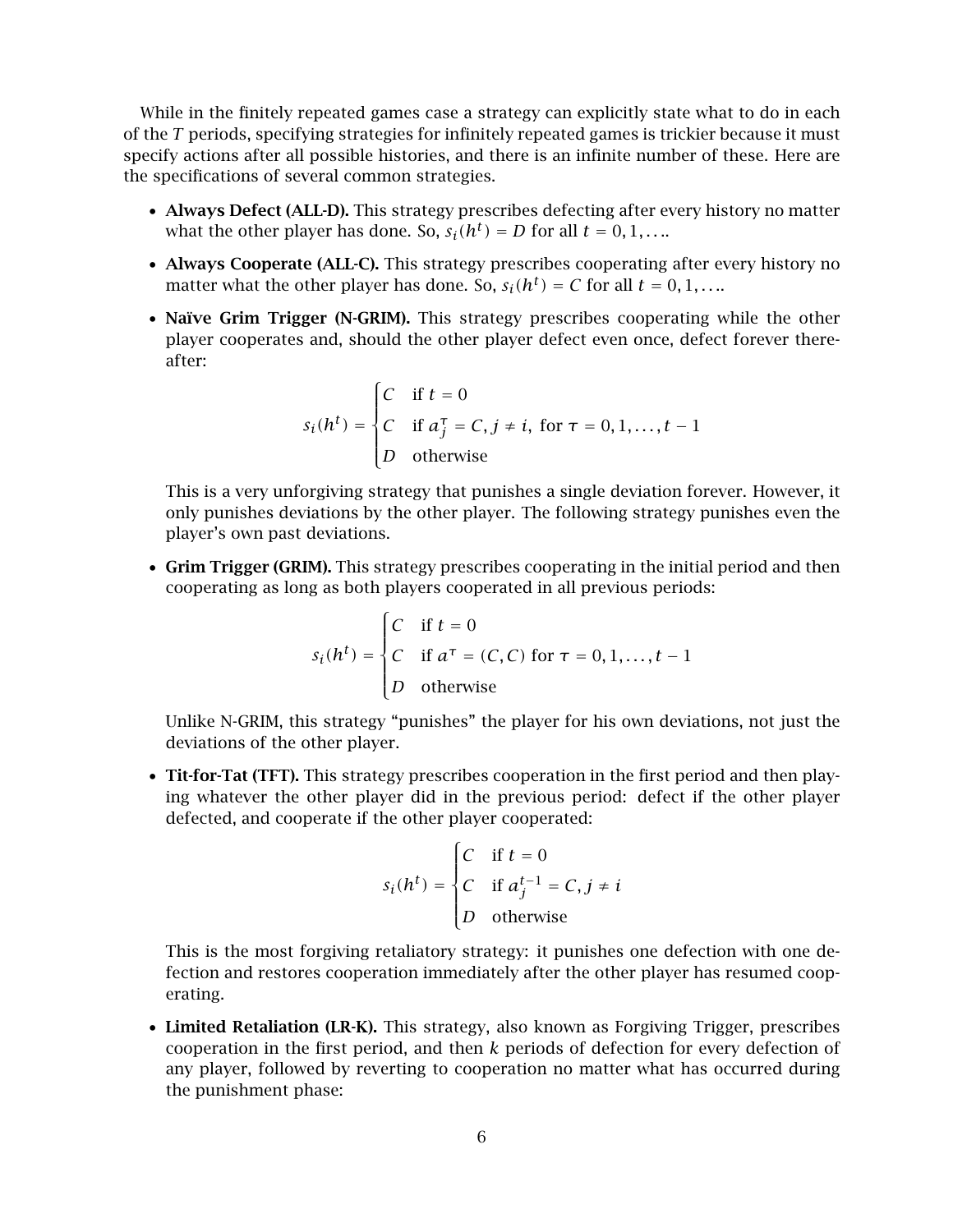While in the finitely repeated games case a strategy can explicitly state what to do in each of the $T$ periods, specifying strategies for infinitely repeated games is trickier because it must specify actions after all possible histories, and there is an infinite number of these. Here are the specifications of several common strategies.

- **Always Defect (ALL-D).** This strategy prescribes defecting after every history no matter what the other player has done. So, $s_i(h^t) = D$ for all $t = 0, 1, \ldots$.
- **Always Cooperate (ALL-C).** This strategy prescribes cooperating after every history no matter what the other player has done. So, $s_i(h^t) = C$ for all $t = 0, 1, \ldots$.
- **Naïve Grim Trigger (N-GRIM).** This strategy prescribes cooperating while the other player cooperates and, should the other player defect even once, defect forever thereafter:

$$s_i(h^t) = \begin{cases} C & \text{if } t = 0 \\ C & \text{if } a_j^\tau = C, j \neq i, \text{ for } \tau = 0, 1, \ldots, t-1 \\ D & \text{otherwise} \end{cases}$$

  This is a very unforgiving strategy that punishes a single deviation forever. However, it only punishes deviations by the other player. The following strategy punishes even the player's own past deviations.

- **Grim Trigger (GRIM).** This strategy prescribes cooperating in the initial period and then cooperating as long as both players cooperated in all previous periods:

$$s_i(h^t) = \begin{cases} C & \text{if } t = 0 \\ C & \text{if } a^\tau = (C, C) \text{ for } \tau = 0, 1, \ldots, t-1 \\ D & \text{otherwise} \end{cases}$$

  Unlike N-GRIM, this strategy "punishes" the player for his own deviations, not just the deviations of the other player.

- **Tit-for-Tat (TFT).** This strategy prescribes cooperation in the first period and then playing whatever the other player did in the previous period: defect if the other player defected, and cooperate if the other player cooperated:

$$s_i(h^t) = \begin{cases} C & \text{if } t = 0 \\ C & \text{if } a_j^{t-1} = C, j \neq i \\ D & \text{otherwise} \end{cases}$$

  This is the most forgiving retaliatory strategy: it punishes one defection with one defection and restores cooperation immediately after the other player has resumed cooperating.

- **Limited Retaliation (LR-K).** This strategy, also known as Forgiving Trigger, prescribes cooperation in the first period, and then $k$ periods of defection for every defection of any player, followed by reverting to cooperation no matter what has occurred during the punishment phase: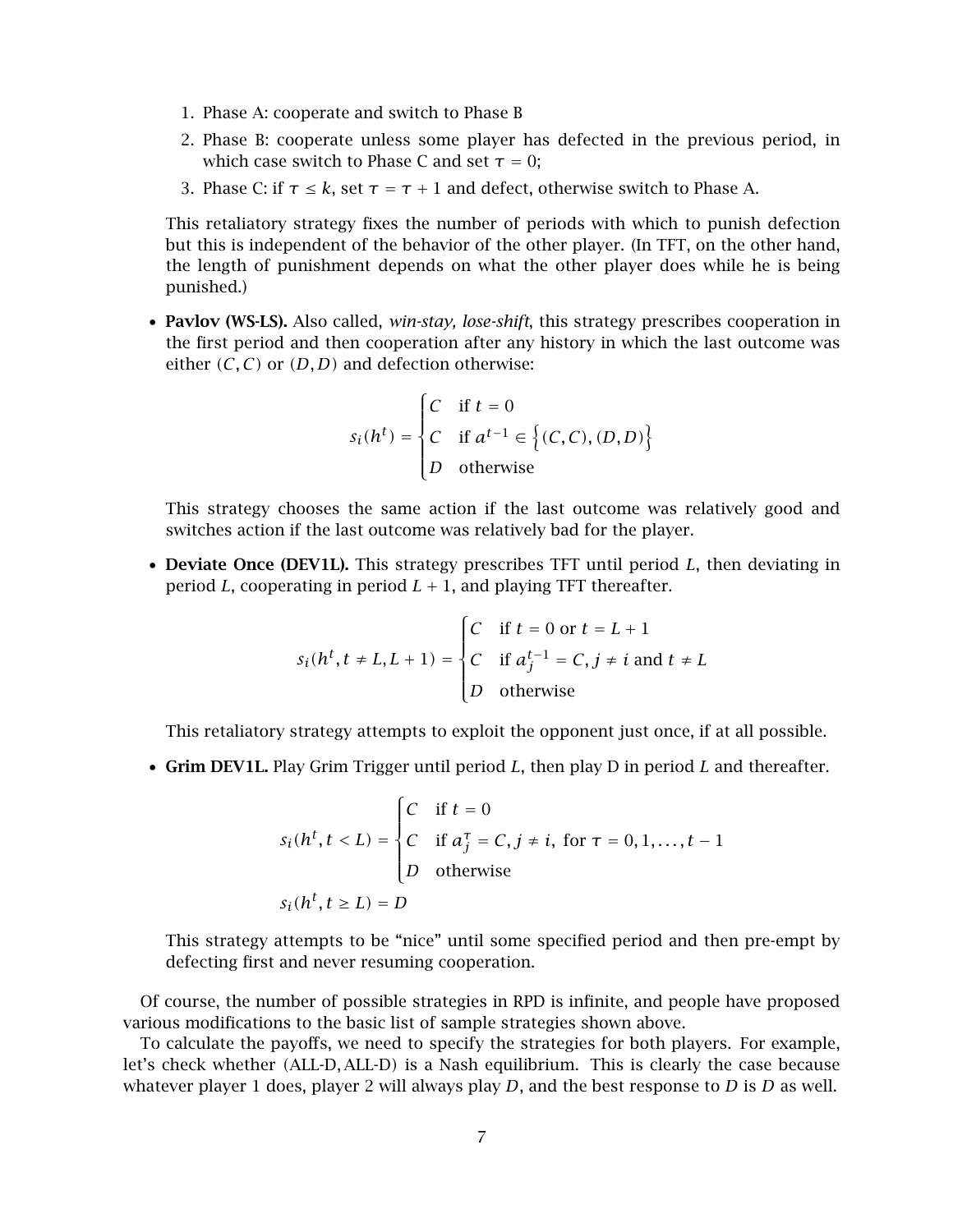1. Phase A: cooperate and switch to Phase B
2. Phase B: cooperate unless some player has defected in the previous period, in which case switch to Phase C and set $\tau = 0$;
3. Phase C: if $\tau \le k$, set $\tau = \tau + 1$ and defect, otherwise switch to Phase A.

This retaliatory strategy fixes the number of periods with which to punish defection but this is independent of the behavior of the other player. (In TFT, on the other hand, the length of punishment depends on what the other player does while he is being punished.)

- **Pavlov (WS-LS).** Also called, *win-stay, lose-shift*, this strategy prescribes cooperation in the first period and then cooperation after any history in which the last outcome was either $(C, C)$ or $(D, D)$ and defection otherwise:

$$s_i(h^t) = \begin{cases} C & \text{if } t = 0 \\ C & \text{if } a^{t-1} \in \left\{(C,C),(D,D)\right\} \\ D & \text{otherwise} \end{cases}$$

This strategy chooses the same action if the last outcome was relatively good and switches action if the last outcome was relatively bad for the player.

- **Deviate Once (DEV1L).** This strategy prescribes TFT until period $L$, then deviating in period $L$, cooperating in period $L + 1$, and playing TFT thereafter.

$$s_i(h^t, t \neq L, L+1) = \begin{cases} C & \text{if } t = 0 \text{ or } t = L+1 \\ C & \text{if } a_j^{t-1} = C, j \neq i \text{ and } t \neq L \\ D & \text{otherwise} \end{cases}$$

This retaliatory strategy attempts to exploit the opponent just once, if at all possible.

- **Grim DEV1L.** Play Grim Trigger until period $L$, then play D in period $L$ and thereafter.

$$s_i(h^t, t < L) = \begin{cases} C & \text{if } t = 0 \\ C & \text{if } a_j^{\tau} = C, j \neq i, \text{ for } \tau = 0, 1, \dots, t-1 \\ D & \text{otherwise} \end{cases}$$

$$s_i(h^t, t \ge L) = D$$

This strategy attempts to be "nice" until some specified period and then pre-empt by defecting first and never resuming cooperation.

Of course, the number of possible strategies in RPD is infinite, and people have proposed various modifications to the basic list of sample strategies shown above.

To calculate the payoffs, we need to specify the strategies for both players. For example, let's check whether (ALL-D, ALL-D) is a Nash equilibrium. This is clearly the case because whatever player 1 does, player 2 will always play $D$, and the best response to $D$ is $D$ as well.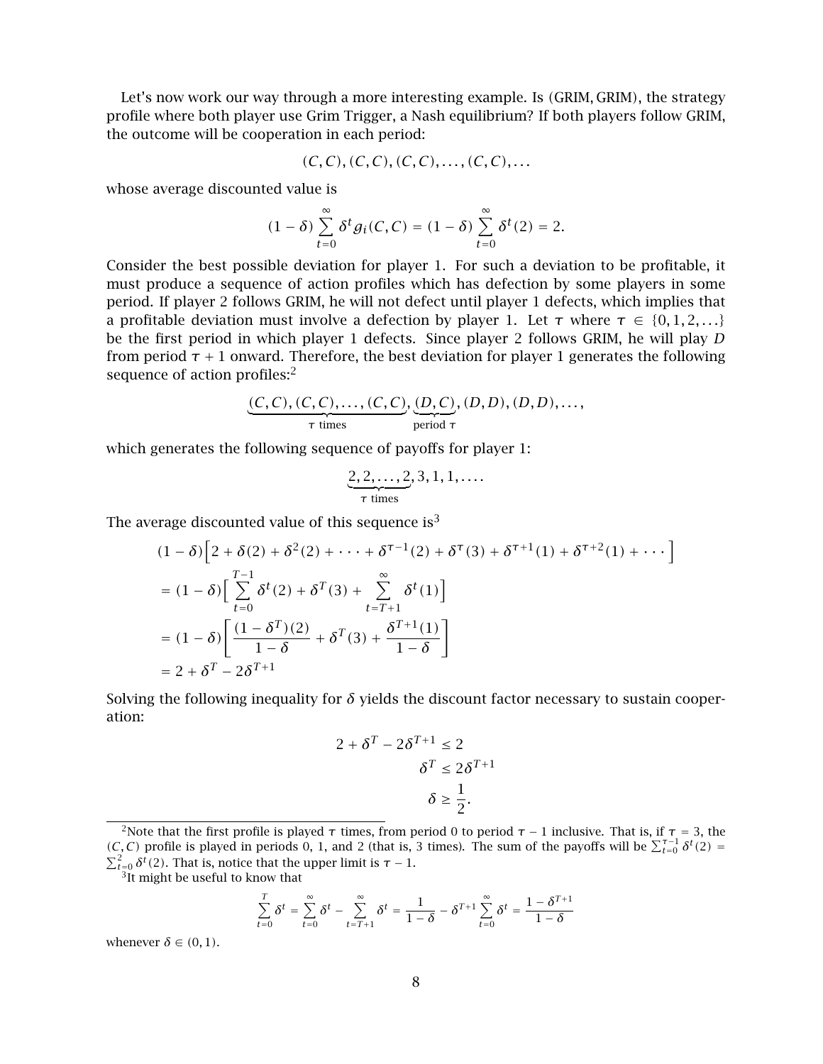Let's now work our way through a more interesting example. Is (GRIM, GRIM), the strategy profile where both player use Grim Trigger, a Nash equilibrium? If both players follow GRIM, the outcome will be cooperation in each period:

$$(C, C), (C, C), (C, C), \ldots, (C, C), \ldots$$

whose average discounted value is

$$(1-\delta)\sum_{t=0}^{\infty} \delta^t g_i(C, C) = (1-\delta)\sum_{t=0}^{\infty} \delta^t (2) = 2.$$

Consider the best possible deviation for player 1. For such a deviation to be profitable, it must produce a sequence of action profiles which has defection by some players in some period. If player 2 follows GRIM, he will not defect until player 1 defects, which implies that a profitable deviation must involve a defection by player 1. Let $\tau$ where $\tau \in \{0, 1, 2, \ldots\}$ be the first period in which player 1 defects. Since player 2 follows GRIM, he will play $D$ from period $\tau + 1$ onward. Therefore, the best deviation for player 1 generates the following sequence of action profiles:[2]

$$\underbrace{(C, C), (C, C), \ldots, (C, C)}_{\tau \text{ times}}, \underbrace{(D, C)}_{\text{period } \tau}, (D, D), (D, D), \ldots,$$

which generates the following sequence of payoffs for player 1:

$$\underbrace{2, 2, \ldots, 2}_{\tau \text{ times}}, 3, 1, 1, \ldots.$$

The average discounted value of this sequence is[3]

$$\begin{aligned}
&(1-\delta)\Big[2 + \delta(2) + \delta^2(2) + \cdots + \delta^{\tau-1}(2) + \delta^{\tau}(3) + \delta^{\tau+1}(1) + \delta^{\tau+2}(1) + \cdots\Big] \\
&= (1-\delta)\Big[\sum_{t=0}^{T-1} \delta^t(2) + \delta^T(3) + \sum_{t=T+1}^{\infty} \delta^t(1)\Big] \\
&= (1-\delta)\left[\frac{(1-\delta^T)(2)}{1-\delta} + \delta^T(3) + \frac{\delta^{T+1}(1)}{1-\delta}\right] \\
&= 2 + \delta^T - 2\delta^{T+1}
\end{aligned}$$

Solving the following inequality for $\delta$ yields the discount factor necessary to sustain cooperation:

$$\begin{aligned}
2 + \delta^T - 2\delta^{T+1} &\leq 2 \\
\delta^T &\leq 2\delta^{T+1} \\
\delta &\geq \frac{1}{2}.
\end{aligned}$$

---

[2] Note that the first profile is played $\tau$ times, from period 0 to period $\tau - 1$ inclusive. That is, if $\tau = 3$, the $(C, C)$ profile is played in periods 0, 1, and 2 (that is, 3 times). The sum of the payoffs will be $\sum_{t=0}^{\tau-1} \delta^t(2) = \sum_{t=0}^{2} \delta^t(2)$. That is, notice that the upper limit is $\tau - 1$.

[3] It might be useful to know that

$$\sum_{t=0}^{T} \delta^t = \sum_{t=0}^{\infty} \delta^t - \sum_{t=T+1}^{\infty} \delta^t = \frac{1}{1-\delta} - \delta^{T+1}\sum_{t=0}^{\infty} \delta^t = \frac{1-\delta^{T+1}}{1-\delta}$$

whenever $\delta \in (0, 1)$.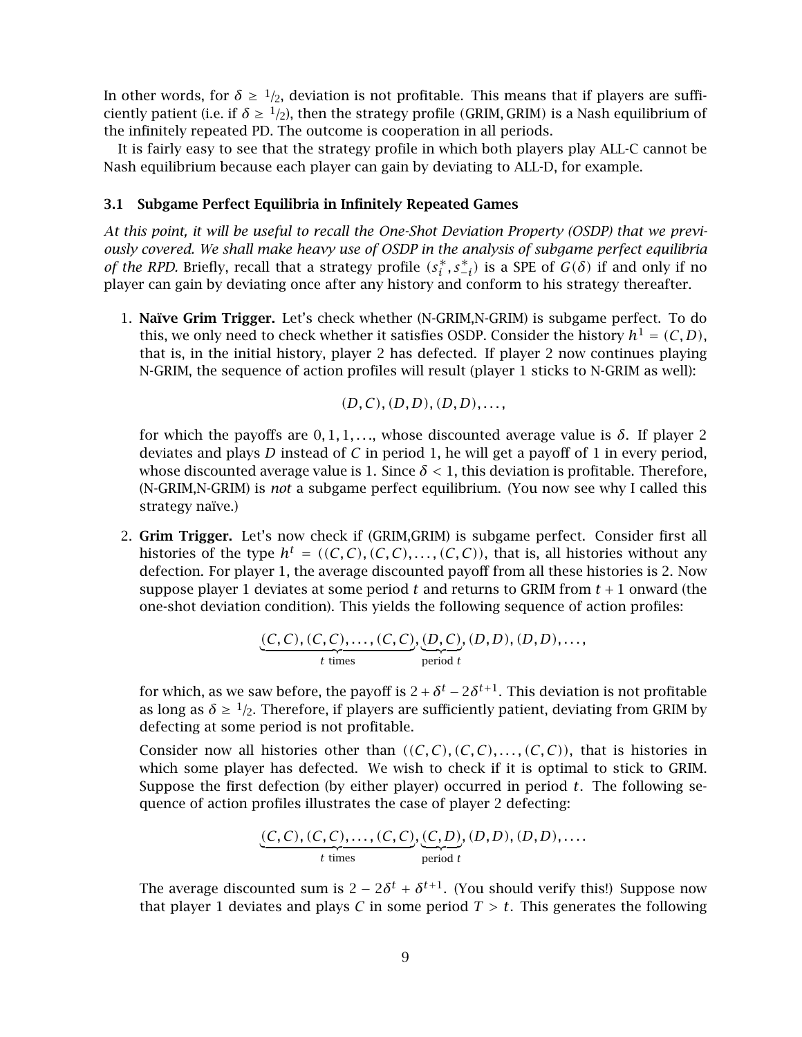In other words, for $\delta \geq 1/2$, deviation is not profitable. This means that if players are sufficiently patient (i.e. if $\delta \geq 1/2$), then the strategy profile (GRIM, GRIM) is a Nash equilibrium of the infinitely repeated PD. The outcome is cooperation in all periods.

It is fairly easy to see that the strategy profile in which both players play ALL-C cannot be Nash equilibrium because each player can gain by deviating to ALL-D, for example.

### 3.1 Subgame Perfect Equilibria in Infinitely Repeated Games

*At this point, it will be useful to recall the One-Shot Deviation Property (OSDP) that we previously covered. We shall make heavy use of OSDP in the analysis of subgame perfect equilibria of the RPD.* Briefly, recall that a strategy profile $(s_i^*, s_{-i}^*)$ is a SPE of $G(\delta)$ if and only if no player can gain by deviating once after any history and conform to his strategy thereafter.

1. **Naïve Grim Trigger.** Let's check whether (N-GRIM,N-GRIM) is subgame perfect. To do this, we only need to check whether it satisfies OSDP. Consider the history $h^1 = (C, D)$, that is, in the initial history, player 2 has defected. If player 2 now continues playing N-GRIM, the sequence of action profiles will result (player 1 sticks to N-GRIM as well):

   $$(D, C), (D, D), (D, D), \ldots,$$

   for which the payoffs are $0, 1, 1, \ldots$, whose discounted average value is $\delta$. If player 2 deviates and plays $D$ instead of $C$ in period 1, he will get a payoff of 1 in every period, whose discounted average value is 1. Since $\delta < 1$, this deviation is profitable. Therefore, (N-GRIM,N-GRIM) is *not* a subgame perfect equilibrium. (You now see why I called this strategy naïve.)

2. **Grim Trigger.** Let's now check if (GRIM,GRIM) is subgame perfect. Consider first all histories of the type $h^t = ((C, C), (C, C), \ldots, (C, C))$, that is, all histories without any defection. For player 1, the average discounted payoff from all these histories is 2. Now suppose player 1 deviates at some period $t$ and returns to GRIM from $t + 1$ onward (the one-shot deviation condition). This yields the following sequence of action profiles:

   $$\underbrace{(C, C), (C, C), \ldots, (C, C)}_{t \text{ times}}, \underbrace{(D, C)}_{\text{period } t}, (D, D), (D, D), \ldots,$$

   for which, as we saw before, the payoff is $2 + \delta^t - 2\delta^{t+1}$. This deviation is not profitable as long as $\delta \geq 1/2$. Therefore, if players are sufficiently patient, deviating from GRIM by defecting at some period is not profitable.

   Consider now all histories other than $((C, C), (C, C), \ldots, (C, C))$, that is histories in which some player has defected. We wish to check if it is optimal to stick to GRIM. Suppose the first defection (by either player) occurred in period $t$. The following sequence of action profiles illustrates the case of player 2 defecting:

   $$\underbrace{(C, C), (C, C), \ldots, (C, C)}_{t \text{ times}}, \underbrace{(C, D)}_{\text{period } t}, (D, D), (D, D), \ldots.$$

   The average discounted sum is $2 - 2\delta^t + \delta^{t+1}$. (You should verify this!) Suppose now that player 1 deviates and plays $C$ in some period $T > t$. This generates the following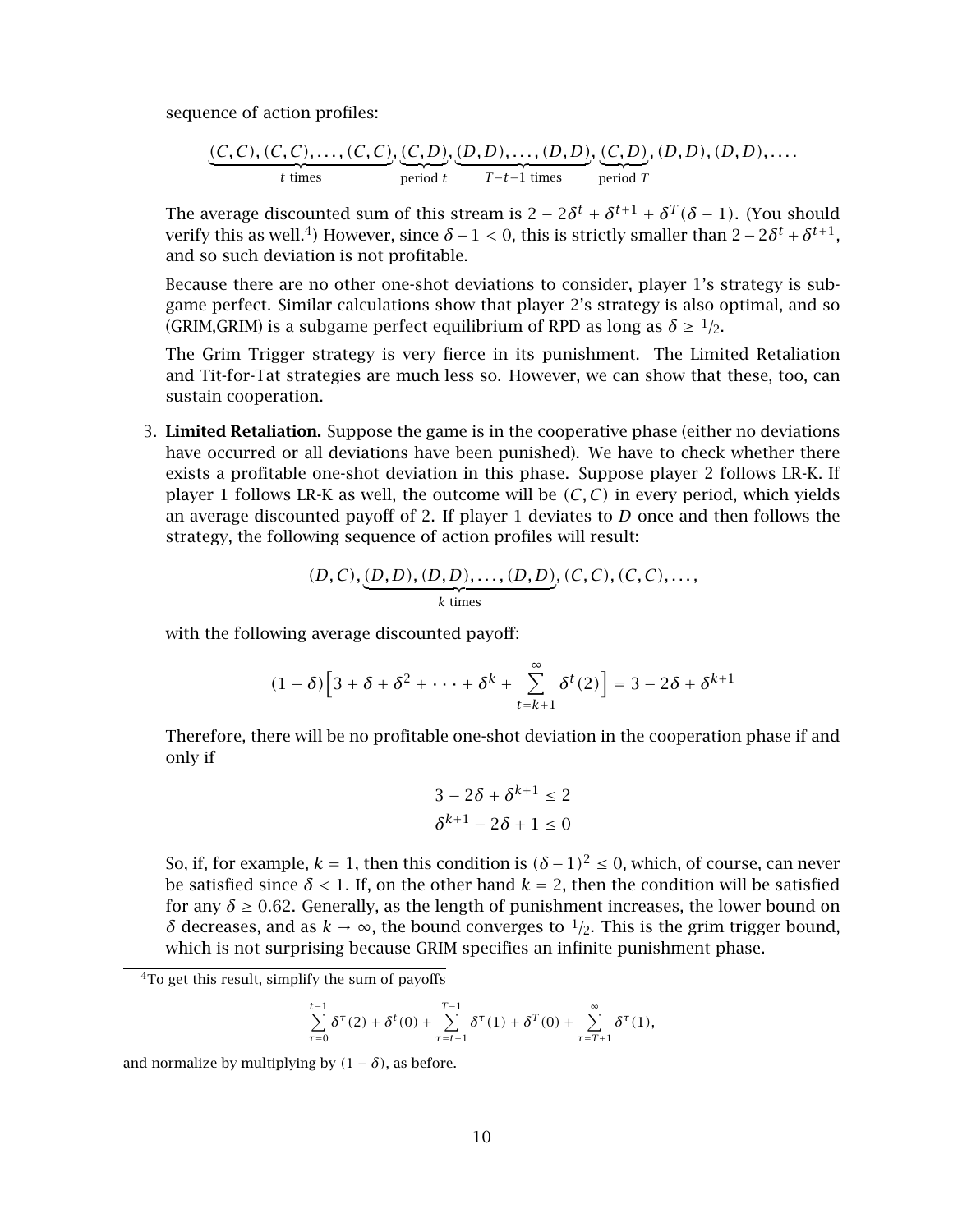sequence of action profiles:

$$\underbrace{(C,C),(C,C),\ldots,(C,C)}_{t \text{ times}},\underbrace{(C,D)}_{\text{period } t},\underbrace{(D,D),\ldots,(D,D)}_{T-t-1 \text{ times}},\underbrace{(C,D)}_{\text{period } T},(D,D),(D,D),\ldots.$$

The average discounted sum of this stream is $2 - 2\delta^t + \delta^{t+1} + \delta^T(\delta - 1)$. (You should verify this as well.[4]) However, since $\delta - 1 < 0$, this is strictly smaller than $2 - 2\delta^t + \delta^{t+1}$, and so such deviation is not profitable.

Because there are no other one-shot deviations to consider, player 1's strategy is subgame perfect. Similar calculations show that player 2's strategy is also optimal, and so (GRIM,GRIM) is a subgame perfect equilibrium of RPD as long as $\delta \geq 1/2$.

The Grim Trigger strategy is very fierce in its punishment. The Limited Retaliation and Tit-for-Tat strategies are much less so. However, we can show that these, too, can sustain cooperation.

3. **Limited Retaliation.** Suppose the game is in the cooperative phase (either no deviations have occurred or all deviations have been punished). We have to check whether there exists a profitable one-shot deviation in this phase. Suppose player 2 follows LR-K. If player 1 follows LR-K as well, the outcome will be $(C,C)$ in every period, which yields an average discounted payoff of 2. If player 1 deviates to $D$ once and then follows the strategy, the following sequence of action profiles will result:

$$(D,C),\underbrace{(D,D),(D,D),\ldots,(D,D)}_{k \text{ times}},(C,C),(C,C),\ldots,$$

with the following average discounted payoff:

$$(1-\delta)\Big[3 + \delta + \delta^2 + \cdots + \delta^k + \sum_{t=k+1}^{\infty} \delta^t(2)\Big] = 3 - 2\delta + \delta^{k+1}$$

Therefore, there will be no profitable one-shot deviation in the cooperation phase if and only if

$$3 - 2\delta + \delta^{k+1} \leq 2$$
$$\delta^{k+1} - 2\delta + 1 \leq 0$$

So, if, for example, $k = 1$, then this condition is $(\delta - 1)^2 \leq 0$, which, of course, can never be satisfied since $\delta < 1$. If, on the other hand $k = 2$, then the condition will be satisfied for any $\delta \geq 0.62$. Generally, as the length of punishment increases, the lower bound on $\delta$ decreases, and as $k \to \infty$, the bound converges to $1/2$. This is the grim trigger bound, which is not surprising because GRIM specifies an infinite punishment phase.

[4] To get this result, simplify the sum of payoffs

$$\sum_{\tau=0}^{t-1} \delta^\tau(2) + \delta^t(0) + \sum_{\tau=t+1}^{T-1} \delta^\tau(1) + \delta^T(0) + \sum_{\tau=T+1}^{\infty} \delta^\tau(1),$$

and normalize by multiplying by $(1-\delta)$, as before.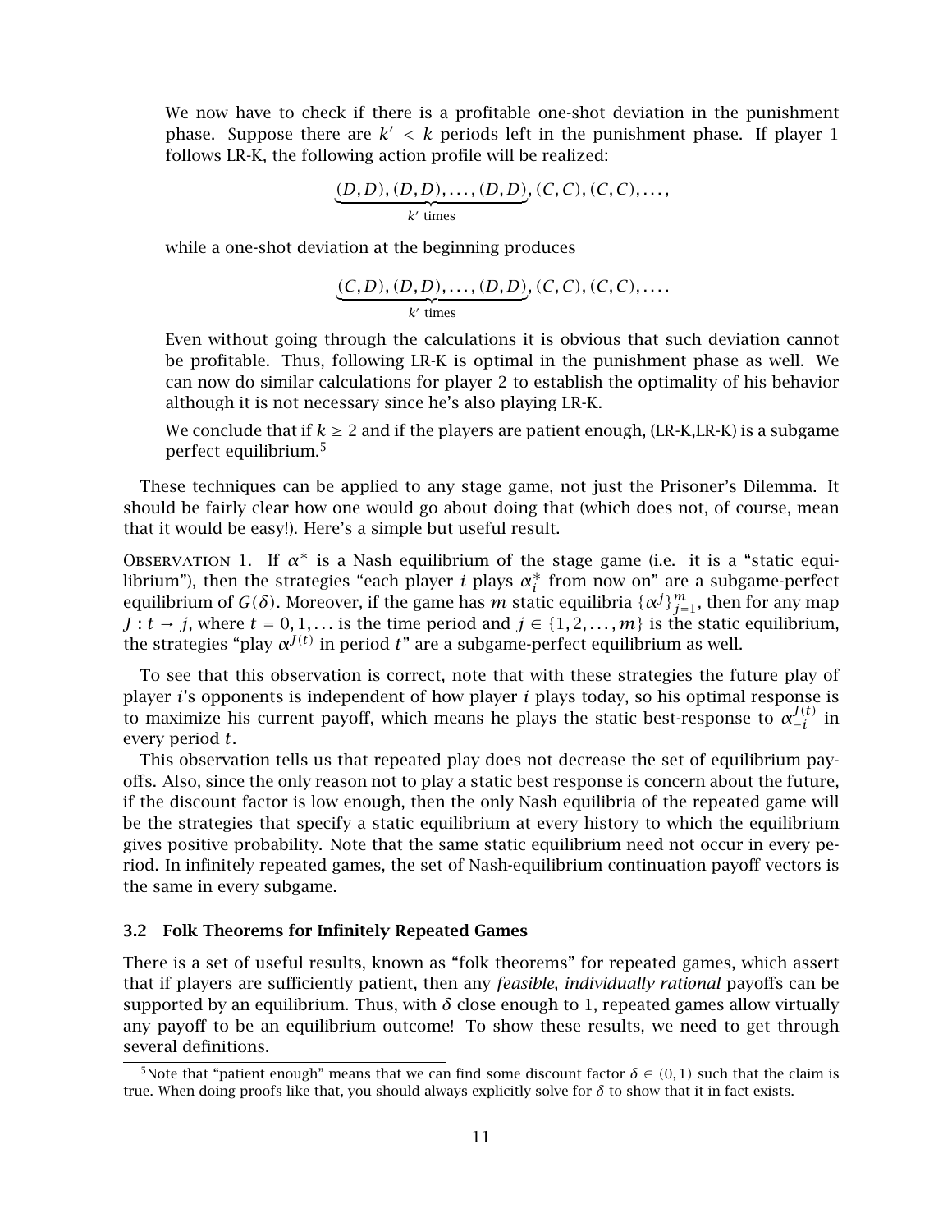We now have to check if there is a profitable one-shot deviation in the punishment phase. Suppose there are $k' < k$ periods left in the punishment phase. If player 1 follows LR-K, the following action profile will be realized:

$$\underbrace{(D,D),(D,D),\ldots,(D,D)}_{k' \text{ times}},(C,C),(C,C),\ldots,$$

while a one-shot deviation at the beginning produces

$$\underbrace{(C,D),(D,D),\ldots,(D,D)}_{k' \text{ times}},(C,C),(C,C),\ldots.$$

Even without going through the calculations it is obvious that such deviation cannot be profitable. Thus, following LR-K is optimal in the punishment phase as well. We can now do similar calculations for player 2 to establish the optimality of his behavior although it is not necessary since he's also playing LR-K.

We conclude that if $k \geq 2$ and if the players are patient enough, (LR-K,LR-K) is a subgame perfect equilibrium.[5]

These techniques can be applied to any stage game, not just the Prisoner's Dilemma. It should be fairly clear how one would go about doing that (which does not, of course, mean that it would be easy!). Here's a simple but useful result.

Observation 1. If $\alpha^*$ is a Nash equilibrium of the stage game (i.e. it is a "static equilibrium"), then the strategies "each player $i$ plays $\alpha_i^*$ from now on" are a subgame-perfect equilibrium of $G(\delta)$. Moreover, if the game has $m$ static equilibria $\{\alpha^j\}_{j=1}^m$, then for any map $J : t \to j$, where $t = 0, 1, \ldots$ is the time period and $j \in \{1, 2, \ldots, m\}$ is the static equilibrium, the strategies "play $\alpha^{J(t)}$ in period $t$" are a subgame-perfect equilibrium as well.

To see that this observation is correct, note that with these strategies the future play of player $i$'s opponents is independent of how player $i$ plays today, so his optimal response is to maximize his current payoff, which means he plays the static best-response to $\alpha_{-i}^{J(t)}$ in every period $t$.

This observation tells us that repeated play does not decrease the set of equilibrium payoffs. Also, since the only reason not to play a static best response is concern about the future, if the discount factor is low enough, then the only Nash equilibria of the repeated game will be the strategies that specify a static equilibrium at every history to which the equilibrium gives positive probability. Note that the same static equilibrium need not occur in every period. In infinitely repeated games, the set of Nash-equilibrium continuation payoff vectors is the same in every subgame.

### 3.2 Folk Theorems for Infinitely Repeated Games

There is a set of useful results, known as "folk theorems" for repeated games, which assert that if players are sufficiently patient, then any *feasible*, *individually rational* payoffs can be supported by an equilibrium. Thus, with $\delta$ close enough to 1, repeated games allow virtually any payoff to be an equilibrium outcome! To show these results, we need to get through several definitions.

[5] Note that "patient enough" means that we can find some discount factor $\delta \in (0, 1)$ such that the claim is true. When doing proofs like that, you should always explicitly solve for $\delta$ to show that it in fact exists.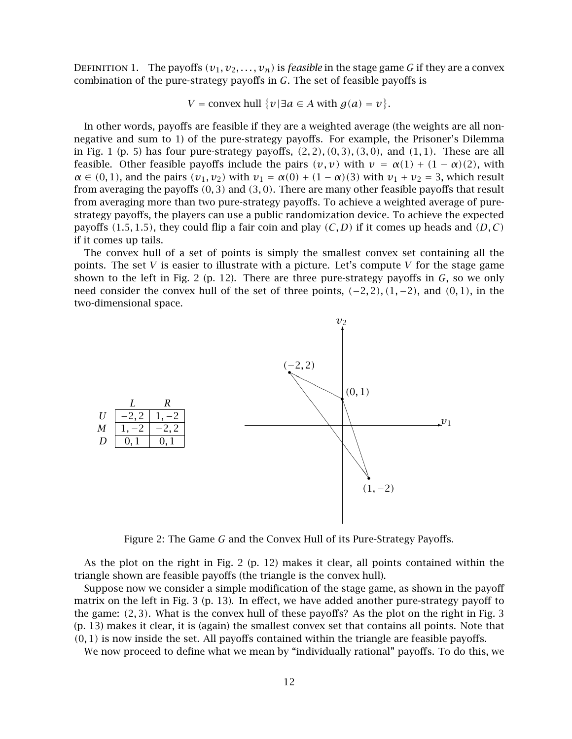Definition 1. The payoffs $(v_1, v_2, \ldots, v_n)$ is *feasible* in the stage game $G$ if they are a convex combination of the pure-strategy payoffs in $G$. The set of feasible payoffs is

$$V = \text{convex hull } \{v \mid \exists a \in A \text{ with } g(a) = v\}.$$

In other words, payoffs are feasible if they are a weighted average (the weights are all non-negative and sum to 1) of the pure-strategy payoffs. For example, the Prisoner's Dilemma in Fig. 1 (p. 5) has four pure-strategy payoffs, $(2,2), (0,3), (3,0)$, and $(1,1)$. These are all feasible. Other feasible payoffs include the pairs $(v, v)$ with $v = \alpha(1) + (1-\alpha)(2)$, with $\alpha \in (0,1)$, and the pairs $(v_1, v_2)$ with $v_1 = \alpha(0) + (1-\alpha)(3)$ with $v_1 + v_2 = 3$, which result from averaging the payoffs $(0,3)$ and $(3,0)$. There are many other feasible payoffs that result from averaging more than two pure-strategy payoffs. To achieve a weighted average of pure-strategy payoffs, the players can use a public randomization device. To achieve the expected payoffs $(1.5, 1.5)$, they could flip a fair coin and play $(C, D)$ if it comes up heads and $(D, C)$ if it comes up tails.

The convex hull of a set of points is simply the smallest convex set containing all the points. The set $V$ is easier to illustrate with a picture. Let's compute $V$ for the stage game shown to the left in Fig. 2 (p. 12). There are three pure-strategy payoffs in $G$, so we only need consider the convex hull of the set of three points, $(-2,2)$, $(1,-2)$, and $(0,1)$, in the two-dimensional space.

| | $L$ | $R$ |
|---|---|---|
| $U$ | $-2, 2$ | $1, -2$ |
| $M$ | $1, -2$ | $-2, 2$ |
| $D$ | $0, 1$ | $0, 1$ |

Figure 2: The Game $G$ and the Convex Hull of its Pure-Strategy Payoffs.

As the plot on the right in Fig. 2 (p. 12) makes it clear, all points contained within the triangle shown are feasible payoffs (the triangle is the convex hull).

Suppose now we consider a simple modification of the stage game, as shown in the payoff matrix on the left in Fig. 3 (p. 13). In effect, we have added another pure-strategy payoff to the game: $(2,3)$. What is the convex hull of these payoffs? As the plot on the right in Fig. 3 (p. 13) makes it clear, it is (again) the smallest convex set that contains all points. Note that $(0,1)$ is now inside the set. All payoffs contained within the triangle are feasible payoffs.

We now proceed to define what we mean by "individually rational" payoffs. To do this, we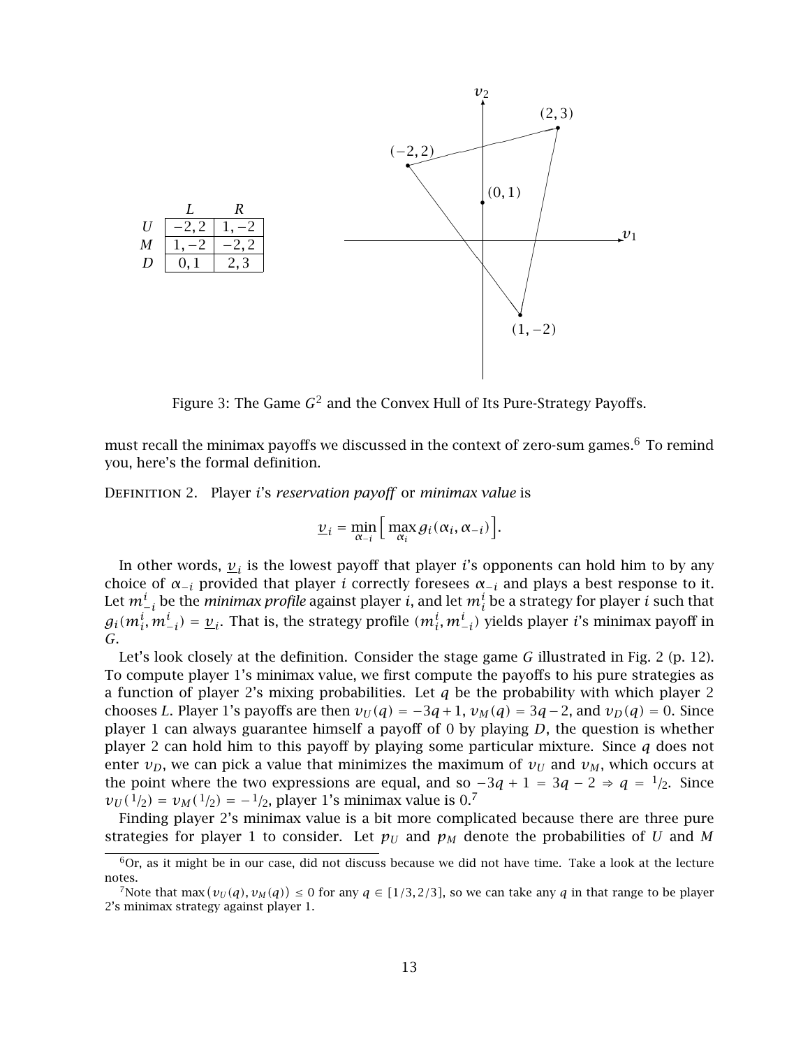|   | $L$ | $R$ |
|---|---|---|
| $U$ | $-2, 2$ | $1, -2$ |
| $M$ | $1, -2$ | $-2, 2$ |
| $D$ | $0, 1$ | $2, 3$ |

Figure 3: The Game $G^2$ and the Convex Hull of Its Pure-Strategy Payoffs.

must recall the minimax payoffs we discussed in the context of zero-sum games.[6] To remind you, here's the formal definition.

Definition 2. Player $i$'s *reservation payoff* or *minimax value* is

$$\underline{v}_i = \min_{\alpha_{-i}} \Big[ \max_{\alpha_i} g_i(\alpha_i, \alpha_{-i}) \Big].$$

In other words, $\underline{v}_i$ is the lowest payoff that player $i$'s opponents can hold him to by any choice of $\alpha_{-i}$ provided that player $i$ correctly foresees $\alpha_{-i}$ and plays a best response to it. Let $m^i_{-i}$ be the *minimax profile* against player $i$, and let $m^i_i$ be a strategy for player $i$ such that $g_i(m^i_i, m^i_{-i}) = \underline{v}_i$. That is, the strategy profile $(m^i_i, m^i_{-i})$ yields player $i$'s minimax payoff in $G$.

Let's look closely at the definition. Consider the stage game $G$ illustrated in Fig. 2 (p. 12). To compute player 1's minimax value, we first compute the payoffs to his pure strategies as a function of player 2's mixing probabilities. Let $q$ be the probability with which player 2 chooses $L$. Player 1's payoffs are then $v_U(q) = -3q + 1$, $v_M(q) = 3q - 2$, and $v_D(q) = 0$. Since player 1 can always guarantee himself a payoff of 0 by playing $D$, the question is whether player 2 can hold him to this payoff by playing some particular mixture. Since $q$ does not enter $v_D$, we can pick a value that minimizes the maximum of $v_U$ and $v_M$, which occurs at the point where the two expressions are equal, and so $-3q + 1 = 3q - 2 \Rightarrow q = 1/2$. Since $v_U(1/2) = v_M(1/2) = -1/2$, player 1's minimax value is 0.[7]

Finding player 2's minimax value is a bit more complicated because there are three pure strategies for player 1 to consider. Let $p_U$ and $p_M$ denote the probabilities of $U$ and $M$

[6] Or, as it might be in our case, did not discuss because we did not have time. Take a look at the lecture notes.

[7] Note that $\max(v_U(q), v_M(q)) \leq 0$ for any $q \in [1/3, 2/3]$, so we can take any $q$ in that range to be player 2's minimax strategy against player 1.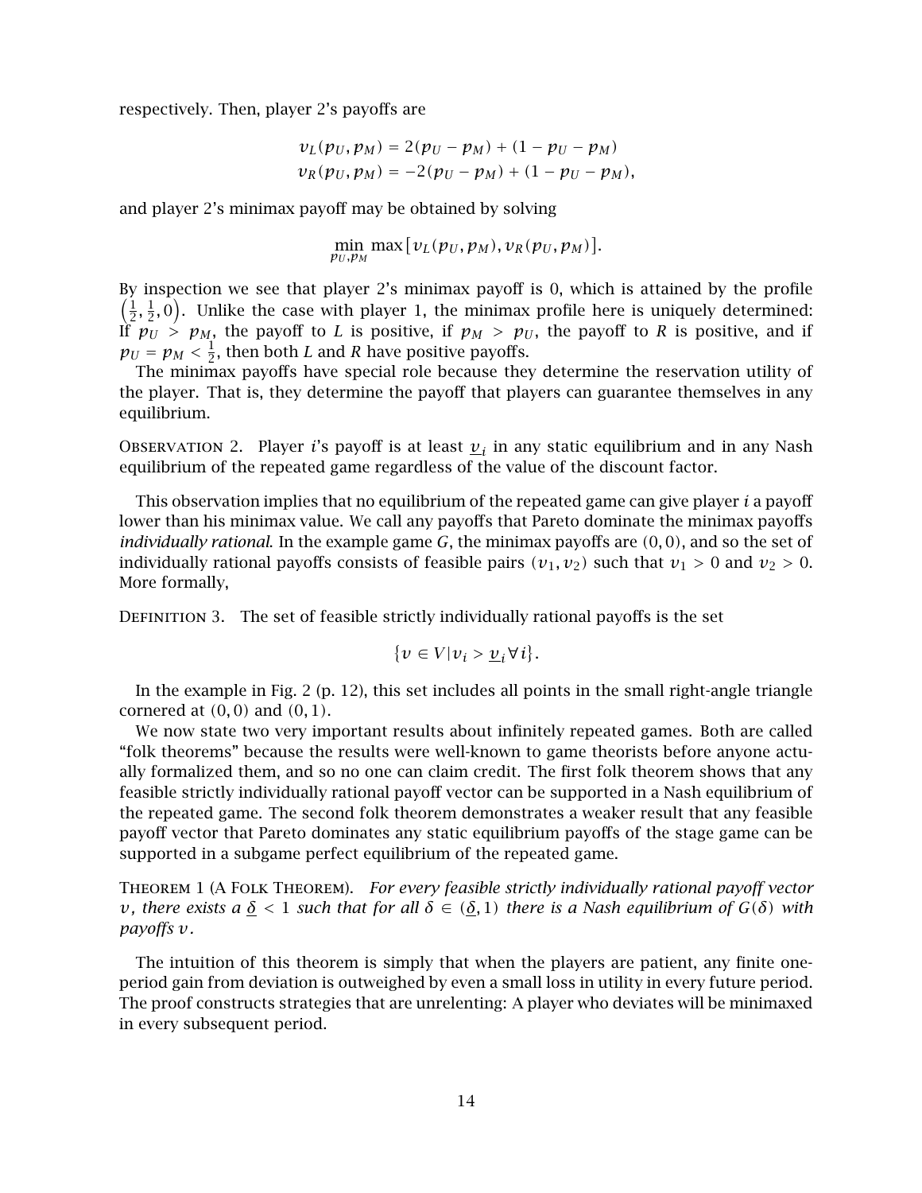respectively. Then, player 2's payoffs are

$$v_L(p_U, p_M) = 2(p_U - p_M) + (1 - p_U - p_M)$$
$$v_R(p_U, p_M) = -2(p_U - p_M) + (1 - p_U - p_M),$$

and player 2's minimax payoff may be obtained by solving

$$\min_{p_U, p_M} \max\left[v_L(p_U, p_M), v_R(p_U, p_M)\right].$$

By inspection we see that player 2's minimax payoff is 0, which is attained by the profile $\left(\frac{1}{2}, \frac{1}{2}, 0\right)$. Unlike the case with player 1, the minimax profile here is uniquely determined: If $p_U > p_M$, the payoff to $L$ is positive, if $p_M > p_U$, the payoff to $R$ is positive, and if $p_U = p_M < \frac{1}{2}$, then both $L$ and $R$ have positive payoffs.

The minimax payoffs have special role because they determine the reservation utility of the player. That is, they determine the payoff that players can guarantee themselves in any equilibrium.

Observation 2. Player $i$'s payoff is at least $\underline{v}_i$ in any static equilibrium and in any Nash equilibrium of the repeated game regardless of the value of the discount factor.

This observation implies that no equilibrium of the repeated game can give player $i$ a payoff lower than his minimax value. We call any payoffs that Pareto dominate the minimax payoffs *individually rational*. In the example game $G$, the minimax payoffs are $(0, 0)$, and so the set of individually rational payoffs consists of feasible pairs $(v_1, v_2)$ such that $v_1 > 0$ and $v_2 > 0$. More formally,

Definition 3. The set of feasible strictly individually rational payoffs is the set

$$\{v \in V | v_i > \underline{v}_i \, \forall i\}.$$

In the example in Fig. 2 (p. 12), this set includes all points in the small right-angle triangle cornered at $(0, 0)$ and $(0, 1)$.

We now state two very important results about infinitely repeated games. Both are called "folk theorems" because the results were well-known to game theorists before anyone actually formalized them, and so no one can claim credit. The first folk theorem shows that any feasible strictly individually rational payoff vector can be supported in a Nash equilibrium of the repeated game. The second folk theorem demonstrates a weaker result that any feasible payoff vector that Pareto dominates any static equilibrium payoffs of the stage game can be supported in a subgame perfect equilibrium of the repeated game.

Theorem 1 (A Folk Theorem). *For every feasible strictly individually rational payoff vector $v$, there exists a $\underline{\delta} < 1$ such that for all $\delta \in (\underline{\delta}, 1)$ there is a Nash equilibrium of $G(\delta)$ with payoffs $v$.*

The intuition of this theorem is simply that when the players are patient, any finite one-period gain from deviation is outweighed by even a small loss in utility in every future period. The proof constructs strategies that are unrelenting: A player who deviates will be minimaxed in every subsequent period.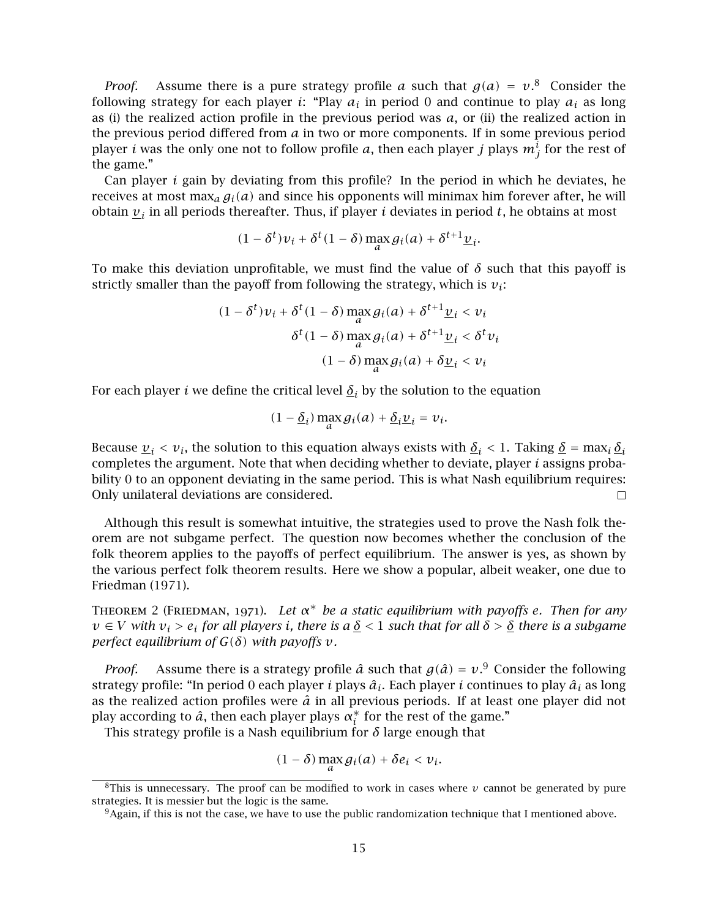*Proof.* Assume there is a pure strategy profile $a$ such that $g(a) = v$.[8] Consider the following strategy for each player $i$: "Play $a_i$ in period 0 and continue to play $a_i$ as long as (i) the realized action profile in the previous period was $a$, or (ii) the realized action in the previous period differed from $a$ in two or more components. If in some previous period player $i$ was the only one not to follow profile $a$, then each player $j$ plays $m^i_j$ for the rest of the game."

Can player $i$ gain by deviating from this profile? In the period in which he deviates, he receives at most $\max_a g_i(a)$ and since his opponents will minimax him forever after, he will obtain $\underline{v}_i$ in all periods thereafter. Thus, if player $i$ deviates in period $t$, he obtains at most

$$(1 - \delta^t)v_i + \delta^t(1 - \delta)\max_a g_i(a) + \delta^{t+1}\underline{v}_i.$$

To make this deviation unprofitable, we must find the value of $\delta$ such that this payoff is strictly smaller than the payoff from following the strategy, which is $v_i$:

$$(1 - \delta^t)v_i + \delta^t(1 - \delta)\max_a g_i(a) + \delta^{t+1}\underline{v}_i < v_i$$

$$\delta^t(1 - \delta)\max_a g_i(a) + \delta^{t+1}\underline{v}_i < \delta^t v_i$$

$$(1 - \delta)\max_a g_i(a) + \delta\underline{v}_i < v_i$$

For each player $i$ we define the critical level $\underline{\delta}_i$ by the solution to the equation

$$(1 - \underline{\delta}_i)\max_a g_i(a) + \underline{\delta}_i\underline{v}_i = v_i.$$

Because $\underline{v}_i < v_i$, the solution to this equation always exists with $\underline{\delta}_i < 1$. Taking $\underline{\delta} = \max_i \underline{\delta}_i$ completes the argument. Note that when deciding whether to deviate, player $i$ assigns probability 0 to an opponent deviating in the same period. This is what Nash equilibrium requires: Only unilateral deviations are considered. □

Although this result is somewhat intuitive, the strategies used to prove the Nash folk theorem are not subgame perfect. The question now becomes whether the conclusion of the folk theorem applies to the payoffs of perfect equilibrium. The answer is yes, as shown by the various perfect folk theorem results. Here we show a popular, albeit weaker, one due to Friedman (1971).

Theorem 2 (Friedman, 1971). *Let $\alpha^*$ be a static equilibrium with payoffs $e$. Then for any $v \in V$ with $v_i > e_i$ for all players $i$, there is a $\underline{\delta} < 1$ such that for all $\delta > \underline{\delta}$ there is a subgame perfect equilibrium of $G(\delta)$ with payoffs $v$.*

*Proof.* Assume there is a strategy profile $\hat{a}$ such that $g(\hat{a}) = v$.[9] Consider the following strategy profile: "In period 0 each player $i$ plays $\hat{a}_i$. Each player $i$ continues to play $\hat{a}_i$ as long as the realized action profiles were $\hat{a}$ in all previous periods. If at least one player did not play according to $\hat{a}$, then each player plays $\alpha^*_i$ for the rest of the game."

This strategy profile is a Nash equilibrium for $\delta$ large enough that

$$(1 - \delta)\max_a g_i(a) + \delta e_i < v_i.$$

---

[8] This is unnecessary. The proof can be modified to work in cases where $v$ cannot be generated by pure strategies. It is messier but the logic is the same.

[9] Again, if this is not the case, we have to use the public randomization technique that I mentioned above.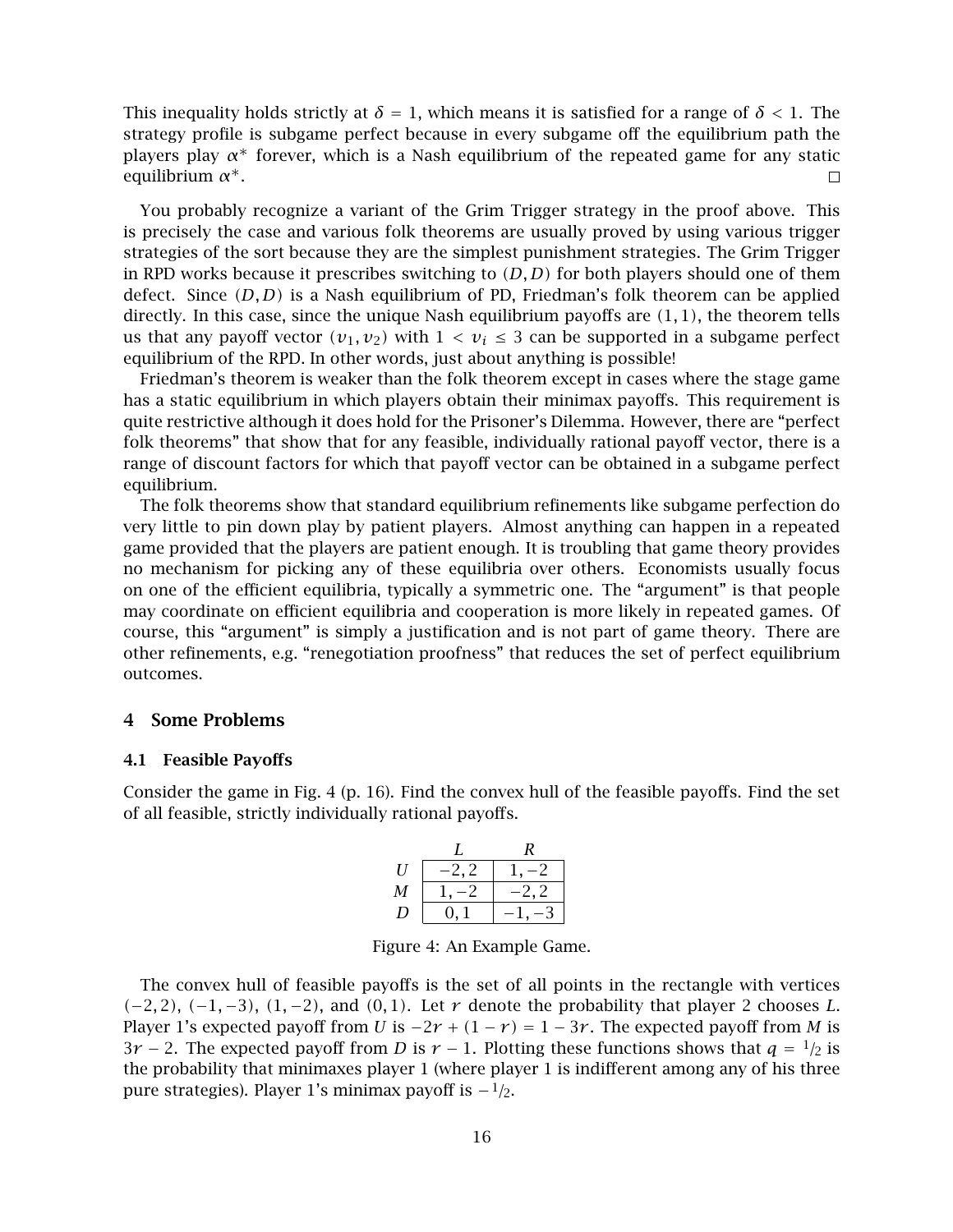This inequality holds strictly at $\delta = 1$, which means it is satisfied for a range of $\delta < 1$. The strategy profile is subgame perfect because in every subgame off the equilibrium path the players play $\alpha^*$ forever, which is a Nash equilibrium of the repeated game for any static equilibrium $\alpha^*$. □

You probably recognize a variant of the Grim Trigger strategy in the proof above. This is precisely the case and various folk theorems are usually proved by using various trigger strategies of the sort because they are the simplest punishment strategies. The Grim Trigger in RPD works because it prescribes switching to $(D, D)$ for both players should one of them defect. Since $(D, D)$ is a Nash equilibrium of PD, Friedman's folk theorem can be applied directly. In this case, since the unique Nash equilibrium payoffs are $(1, 1)$, the theorem tells us that any payoff vector $(v_1, v_2)$ with $1 < v_i \leq 3$ can be supported in a subgame perfect equilibrium of the RPD. In other words, just about anything is possible!

Friedman's theorem is weaker than the folk theorem except in cases where the stage game has a static equilibrium in which players obtain their minimax payoffs. This requirement is quite restrictive although it does hold for the Prisoner's Dilemma. However, there are "perfect folk theorems" that show that for any feasible, individually rational payoff vector, there is a range of discount factors for which that payoff vector can be obtained in a subgame perfect equilibrium.

The folk theorems show that standard equilibrium refinements like subgame perfection do very little to pin down play by patient players. Almost anything can happen in a repeated game provided that the players are patient enough. It is troubling that game theory provides no mechanism for picking any of these equilibria over others. Economists usually focus on one of the efficient equilibria, typically a symmetric one. The "argument" is that people may coordinate on efficient equilibria and cooperation is more likely in repeated games. Of course, this "argument" is simply a justification and is not part of game theory. There are other refinements, e.g. "renegotiation proofness" that reduces the set of perfect equilibrium outcomes.

## 4 Some Problems

### 4.1 Feasible Payoffs

Consider the game in Fig. 4 (p. 16). Find the convex hull of the feasible payoffs. Find the set of all feasible, strictly individually rational payoffs.

| | $L$ | $R$ |
|---|---|---|
| $U$ | $-2, 2$ | $1, -2$ |
| $M$ | $1, -2$ | $-2, 2$ |
| $D$ | $0, 1$ | $-1, -3$ |

Figure 4: An Example Game.

The convex hull of feasible payoffs is the set of all points in the rectangle with vertices $(-2, 2)$, $(-1, -3)$, $(1, -2)$, and $(0, 1)$. Let $r$ denote the probability that player 2 chooses $L$. Player 1's expected payoff from $U$ is $-2r + (1 - r) = 1 - 3r$. The expected payoff from $M$ is $3r - 2$. The expected payoff from $D$ is $r - 1$. Plotting these functions shows that $q = 1/2$ is the probability that minimaxes player 1 (where player 1 is indifferent among any of his three pure strategies). Player 1's minimax payoff is $-1/2$.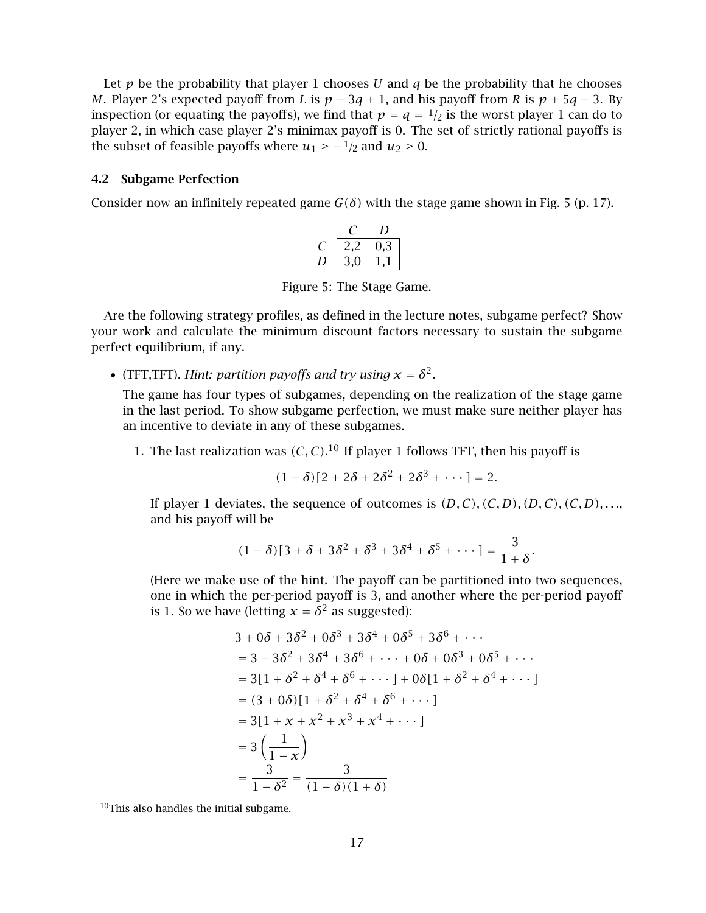Let $p$ be the probability that player 1 chooses $U$ and $q$ be the probability that he chooses $M$. Player 2's expected payoff from $L$ is $p - 3q + 1$, and his payoff from $R$ is $p + 5q - 3$. By inspection (or equating the payoffs), we find that $p = q = 1/2$ is the worst player 1 can do to player 2, in which case player 2's minimax payoff is 0. The set of strictly rational payoffs is the subset of feasible payoffs where $u_1 \geq -1/2$ and $u_2 \geq 0$.

### 4.2 Subgame Perfection

Consider now an infinitely repeated game $G(\delta)$ with the stage game shown in Fig. 5 (p. 17).

| | $C$ | $D$ |
|---|---|---|
| $C$ | 2,2 | 0,3 |
| $D$ | 3,0 | 1,1 |

Figure 5: The Stage Game.

Are the following strategy profiles, as defined in the lecture notes, subgame perfect? Show your work and calculate the minimum discount factors necessary to sustain the subgame perfect equilibrium, if any.

- (TFT,TFT). *Hint: partition payoffs and try using $x = \delta^2$.*

  The game has four types of subgames, depending on the realization of the stage game in the last period. To show subgame perfection, we must make sure neither player has an incentive to deviate in any of these subgames.

  1. The last realization was $(C, C)$.[10] If player 1 follows TFT, then his payoff is

     $$(1 - \delta)[2 + 2\delta + 2\delta^2 + 2\delta^3 + \cdots] = 2.$$

     If player 1 deviates, the sequence of outcomes is $(D, C), (C, D), (D, C), (C, D), \ldots$, and his payoff will be

     $$(1 - \delta)[3 + \delta + 3\delta^2 + \delta^3 + 3\delta^4 + \delta^5 + \cdots] = \frac{3}{1 + \delta}.$$

     (Here we make use of the hint. The payoff can be partitioned into two sequences, one in which the per-period payoff is 3, and another where the per-period payoff is 1. So we have (letting $x = \delta^2$ as suggested):

     $$\begin{aligned}
     &3 + 0\delta + 3\delta^2 + 0\delta^3 + 3\delta^4 + 0\delta^5 + 3\delta^6 + \cdots \\
     &= 3 + 3\delta^2 + 3\delta^4 + 3\delta^6 + \cdots + 0\delta + 0\delta^3 + 0\delta^5 + \cdots \\
     &= 3[1 + \delta^2 + \delta^4 + \delta^6 + \cdots] + 0\delta[1 + \delta^2 + \delta^4 + \cdots] \\
     &= (3 + 0\delta)[1 + \delta^2 + \delta^4 + \delta^6 + \cdots] \\
     &= 3[1 + x + x^2 + x^3 + x^4 + \cdots] \\
     &= 3\left(\frac{1}{1 - x}\right) \\
     &= \frac{3}{1 - \delta^2} = \frac{3}{(1 - \delta)(1 + \delta)}
     \end{aligned}$$

[10] This also handles the initial subgame.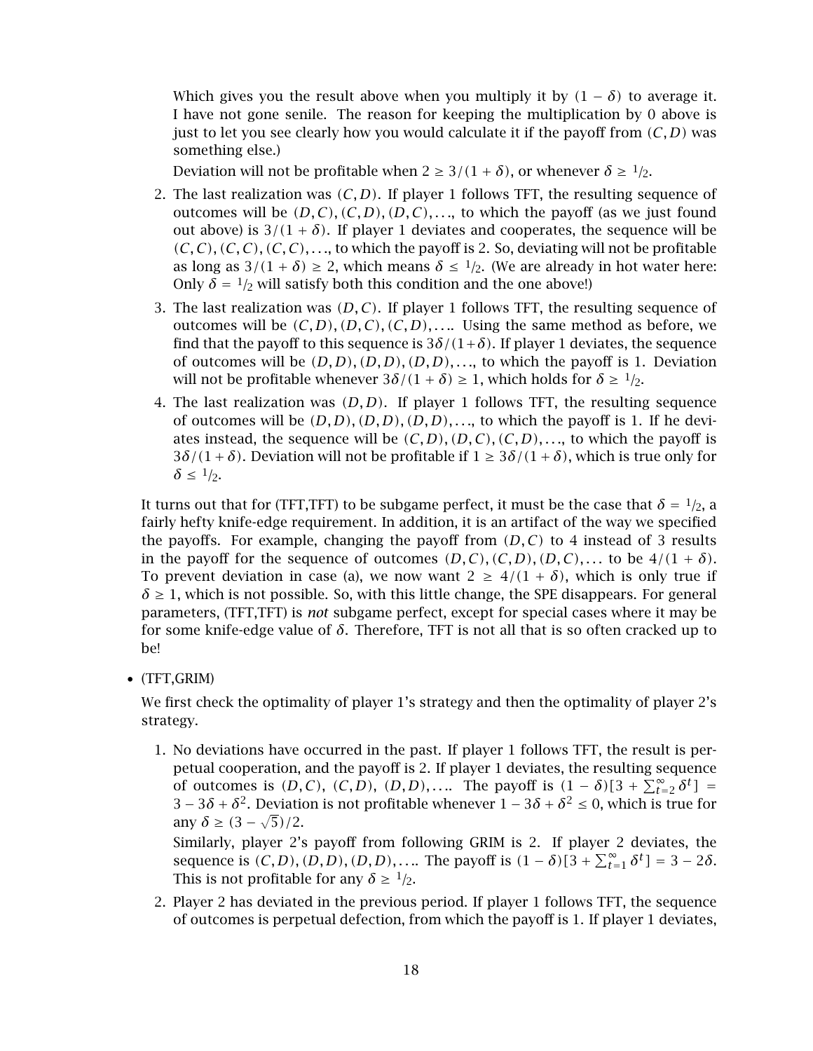Which gives you the result above when you multiply it by $(1-\delta)$ to average it. I have not gone senile. The reason for keeping the multiplication by 0 above is just to let you see clearly how you would calculate it if the payoff from $(C,D)$ was something else.)

Deviation will not be profitable when $2 \geq 3/(1+\delta)$, or whenever $\delta \geq 1/2$.

2. The last realization was $(C,D)$. If player 1 follows TFT, the resulting sequence of outcomes will be $(D,C),(C,D),(D,C),\ldots$, to which the payoff (as we just found out above) is $3/(1+\delta)$. If player 1 deviates and cooperates, the sequence will be $(C,C),(C,C),(C,C),\ldots$, to which the payoff is 2. So, deviating will not be profitable as long as $3/(1+\delta) \geq 2$, which means $\delta \leq 1/2$. (We are already in hot water here: Only $\delta = 1/2$ will satisfy both this condition and the one above!)
3. The last realization was $(D,C)$. If player 1 follows TFT, the resulting sequence of outcomes will be $(C,D),(D,C),(C,D),\ldots$. Using the same method as before, we find that the payoff to this sequence is $3\delta/(1+\delta)$. If player 1 deviates, the sequence of outcomes will be $(D,D),(D,D),(D,D),\ldots$, to which the payoff is 1. Deviation will not be profitable whenever $3\delta/(1+\delta) \geq 1$, which holds for $\delta \geq 1/2$.
4. The last realization was $(D,D)$. If player 1 follows TFT, the resulting sequence of outcomes will be $(D,D),(D,D),(D,D),\ldots$, to which the payoff is 1. If he deviates instead, the sequence will be $(C,D),(D,C),(C,D),\ldots$, to which the payoff is $3\delta/(1+\delta)$. Deviation will not be profitable if $1 \geq 3\delta/(1+\delta)$, which is true only for $\delta \leq 1/2$.

It turns out that for (TFT,TFT) to be subgame perfect, it must be the case that $\delta = 1/2$, a fairly hefty knife-edge requirement. In addition, it is an artifact of the way we specified the payoffs. For example, changing the payoff from $(D,C)$ to 4 instead of 3 results in the payoff for the sequence of outcomes $(D,C),(C,D),(D,C),\ldots$ to be $4/(1+\delta)$. To prevent deviation in case (a), we now want $2 \geq 4/(1+\delta)$, which is only true if $\delta \geq 1$, which is not possible. So, with this little change, the SPE disappears. For general parameters, (TFT,TFT) is *not* subgame perfect, except for special cases where it may be for some knife-edge value of $\delta$. Therefore, TFT is not all that is so often cracked up to be!

- (TFT,GRIM)

  We first check the optimality of player 1's strategy and then the optimality of player 2's strategy.

  1. No deviations have occurred in the past. If player 1 follows TFT, the result is perpetual cooperation, and the payoff is 2. If player 1 deviates, the resulting sequence of outcomes is $(D,C)$, $(C,D)$, $(D,D),\ldots$. The payoff is $(1-\delta)[3+\sum_{t=2}^{\infty}\delta^t] = 3-3\delta+\delta^2$. Deviation is not profitable whenever $1-3\delta+\delta^2 \leq 0$, which is true for any $\delta \geq (3-\sqrt{5})/2$.

     Similarly, player 2's payoff from following GRIM is 2. If player 2 deviates, the sequence is $(C,D),(D,D),(D,D),\ldots$. The payoff is $(1-\delta)[3+\sum_{t=1}^{\infty}\delta^t] = 3-2\delta$. This is not profitable for any $\delta \geq 1/2$.
  2. Player 2 has deviated in the previous period. If player 1 follows TFT, the sequence of outcomes is perpetual defection, from which the payoff is 1. If player 1 deviates,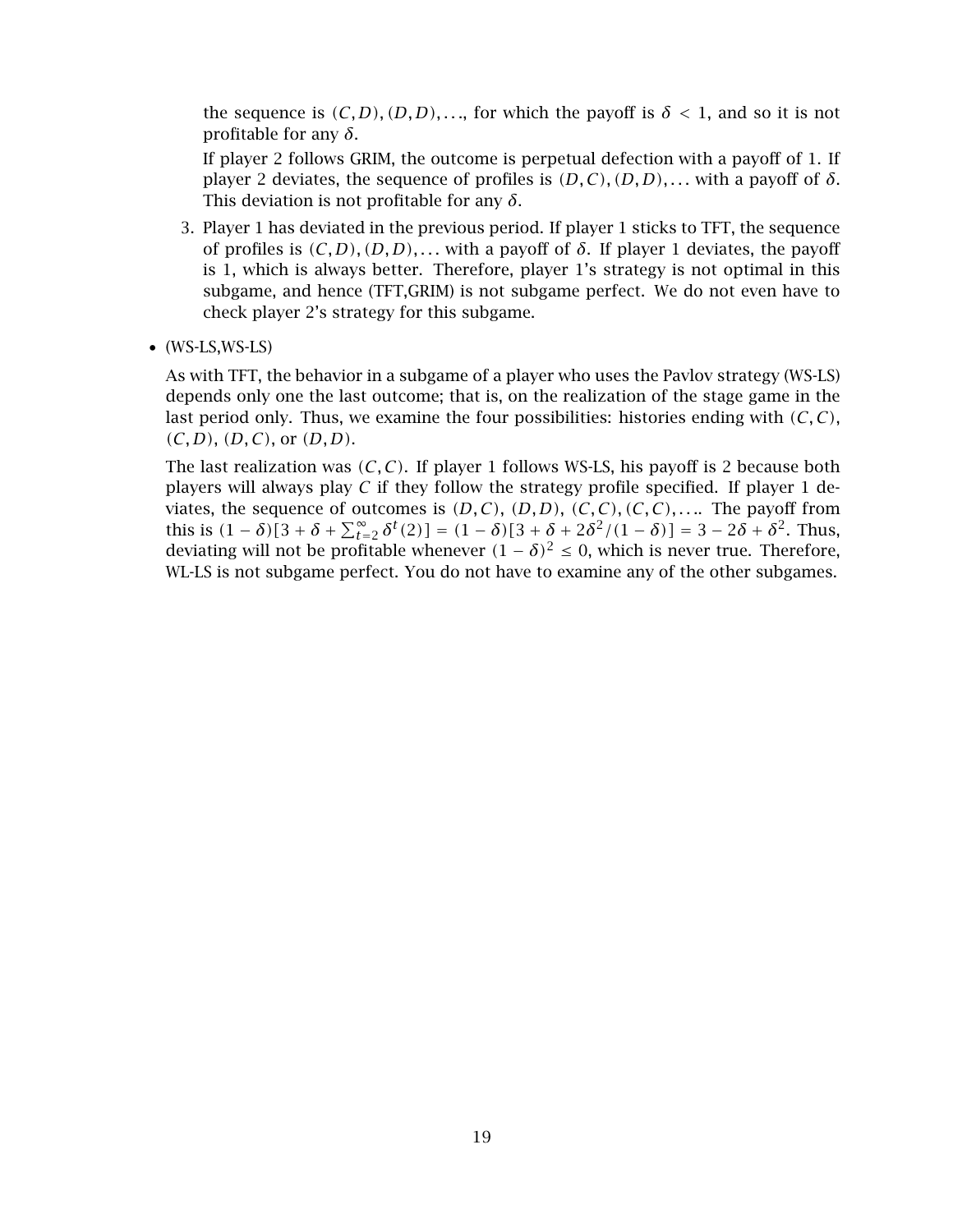the sequence is $(C, D), (D, D), \ldots$, for which the payoff is $\delta < 1$, and so it is not profitable for any $\delta$.

If player 2 follows GRIM, the outcome is perpetual defection with a payoff of 1. If player 2 deviates, the sequence of profiles is $(D, C), (D, D), \ldots$ with a payoff of $\delta$. This deviation is not profitable for any $\delta$.

3. Player 1 has deviated in the previous period. If player 1 sticks to TFT, the sequence of profiles is $(C, D), (D, D), \ldots$ with a payoff of $\delta$. If player 1 deviates, the payoff is 1, which is always better. Therefore, player 1's strategy is not optimal in this subgame, and hence (TFT,GRIM) is not subgame perfect. We do not even have to check player 2's strategy for this subgame.

- (WS-LS,WS-LS)

  As with TFT, the behavior in a subgame of a player who uses the Pavlov strategy (WS-LS) depends only one the last outcome; that is, on the realization of the stage game in the last period only. Thus, we examine the four possibilities: histories ending with $(C, C)$, $(C, D)$, $(D, C)$, or $(D, D)$.

  The last realization was $(C, C)$. If player 1 follows WS-LS, his payoff is 2 because both players will always play $C$ if they follow the strategy profile specified. If player 1 deviates, the sequence of outcomes is $(D, C)$, $(D, D)$, $(C, C), (C, C), \ldots$. The payoff from this is $(1 - \delta)[3 + \delta + \sum_{t=2}^{\infty} \delta^t (2)] = (1 - \delta)[3 + \delta + 2\delta^2/(1 - \delta)] = 3 - 2\delta + \delta^2$. Thus, deviating will not be profitable whenever $(1 - \delta)^2 \leq 0$, which is never true. Therefore, WL-LS is not subgame perfect. You do not have to examine any of the other subgames.